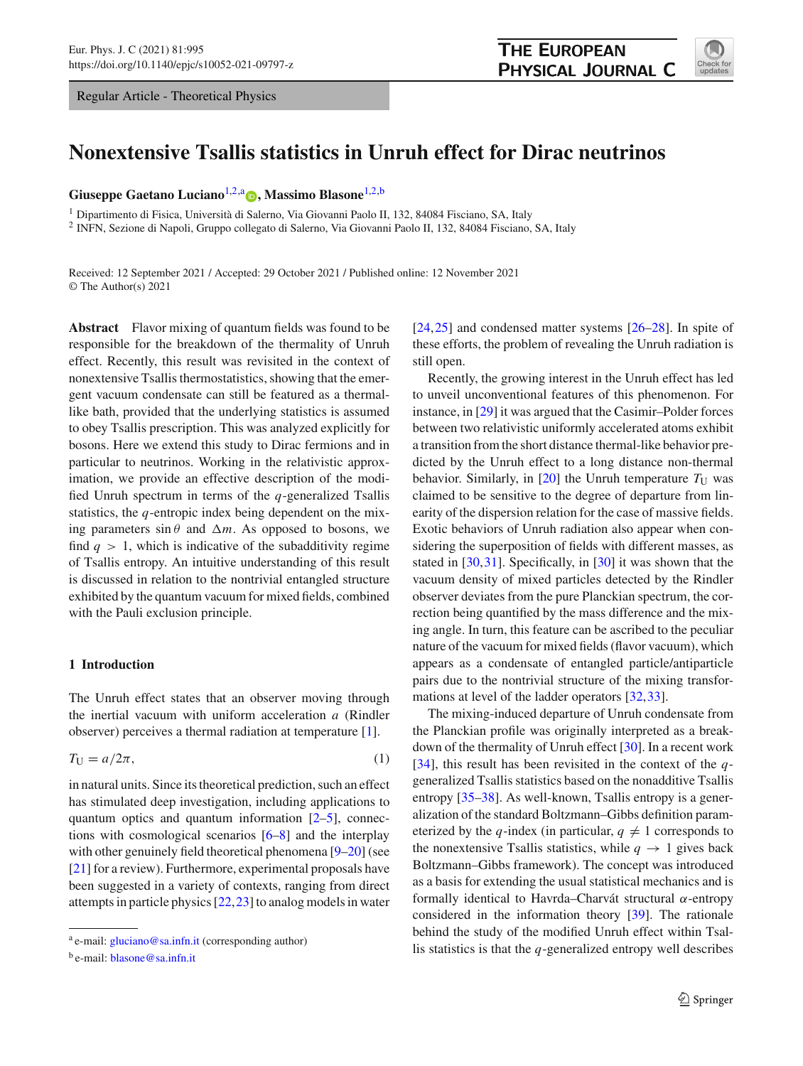Regular Article - Theoretical Physics

# Nonextensive Tsallis statistics in Unruh effect for Dirac neutrinos

**Giuseppe Gaetano Luciano**[1,2,a], **Massimo Blasone**[1,2,b]

[1] Dipartimento di Fisica, Università di Salerno, Via Giovanni Paolo II, 132, 84084 Fisciano, SA, Italy

[2] INFN, Sezione di Napoli, Gruppo collegato di Salerno, Via Giovanni Paolo II, 132, 84084 Fisciano, SA, Italy

Received: 12 September 2021 / Accepted: 29 October 2021 / Published online: 12 November 2021
© The Author(s) 2021

**Abstract** Flavor mixing of quantum fields was found to be responsible for the breakdown of the thermality of Unruh effect. Recently, this result was revisited in the context of nonextensive Tsallis thermostatistics, showing that the emergent vacuum condensate can still be featured as a thermal-like bath, provided that the underlying statistics is assumed to obey Tsallis prescription. This was analyzed explicitly for bosons. Here we extend this study to Dirac fermions and in particular to neutrinos. Working in the relativistic approximation, we provide an effective description of the modified Unruh spectrum in terms of the $q$-generalized Tsallis statistics, the $q$-entropic index being dependent on the mixing parameters $\sin\theta$ and $\Delta m$. As opposed to bosons, we find $q > 1$, which is indicative of the subadditivity regime of Tsallis entropy. An intuitive understanding of this result is discussed in relation to the nontrivial entangled structure exhibited by the quantum vacuum for mixed fields, combined with the Pauli exclusion principle.

## 1 Introduction

The Unruh effect states that an observer moving through the inertial vacuum with uniform acceleration $a$ (Rindler observer) perceives a thermal radiation at temperature [1].

$$T_{\rm U} = a/2\pi, \tag{1}$$

in natural units. Since its theoretical prediction, such an effect has stimulated deep investigation, including applications to quantum optics and quantum information [2–5], connections with cosmological scenarios [6–8] and the interplay with other genuinely field theoretical phenomena [9–20] (see [21] for a review). Furthermore, experimental proposals have been suggested in a variety of contexts, ranging from direct attempts in particle physics [22,23] to analog models in water [24,25] and condensed matter systems [26–28]. In spite of these efforts, the problem of revealing the Unruh radiation is still open.

Recently, the growing interest in the Unruh effect has led to unveil unconventional features of this phenomenon. For instance, in [29] it was argued that the Casimir–Polder forces between two relativistic uniformly accelerated atoms exhibit a transition from the short distance thermal-like behavior predicted by the Unruh effect to a long distance non-thermal behavior. Similarly, in [20] the Unruh temperature $T_{\rm U}$ was claimed to be sensitive to the degree of departure from linearity of the dispersion relation for the case of massive fields. Exotic behaviors of Unruh radiation also appear when considering the superposition of fields with different masses, as stated in [30,31]. Specifically, in [30] it was shown that the vacuum density of mixed particles detected by the Rindler observer deviates from the pure Planckian spectrum, the correction being quantified by the mass difference and the mixing angle. In turn, this feature can be ascribed to the peculiar nature of the vacuum for mixed fields (flavor vacuum), which appears as a condensate of entangled particle/antiparticle pairs due to the nontrivial structure of the mixing transformations at level of the ladder operators [32,33].

The mixing-induced departure of Unruh condensate from the Planckian profile was originally interpreted as a breakdown of the thermality of Unruh effect [30]. In a recent work [34], this result has been revisited in the context of the $q$-generalized Tsallis statistics based on the nonadditive Tsallis entropy [35–38]. As well-known, Tsallis entropy is a generalization of the standard Boltzmann–Gibbs definition parameterized by the $q$-index (in particular, $q \neq 1$ corresponds to the nonextensive Tsallis statistics, while $q \to 1$ gives back Boltzmann–Gibbs framework). The concept was introduced as a basis for extending the usual statistical mechanics and is formally identical to Havrda–Charvát structural $\alpha$-entropy considered in the information theory [39]. The rationale behind the study of the modified Unruh effect within Tsallis statistics is that the $q$-generalized entropy well describes

---

[a] e-mail: gluciano@sa.infn.it (corresponding author)

[b] e-mail: blasone@sa.infn.it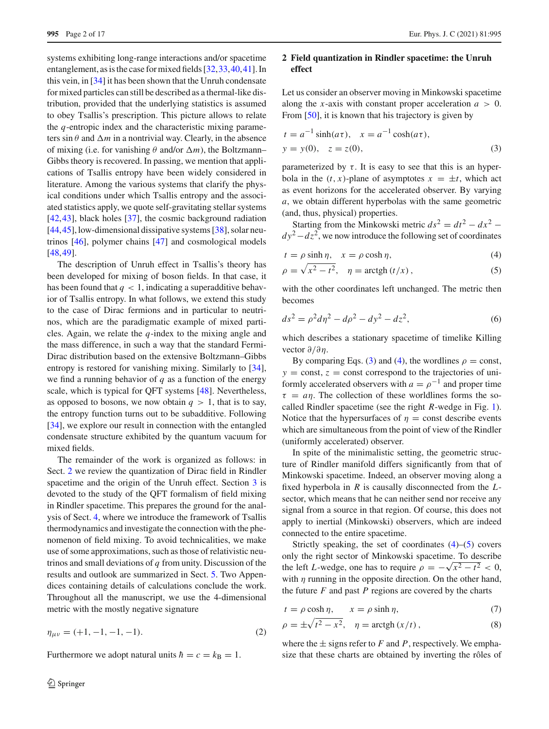systems exhibiting long-range interactions and/or spacetime entanglement, as is the case for mixed fields [32,33,40,41]. In this vein, in [34] it has been shown that the Unruh condensate for mixed particles can still be described as a thermal-like distribution, provided that the underlying statistics is assumed to obey Tsallis's prescription. This picture allows to relate the $q$-entropic index and the characteristic mixing parameters $\sin\theta$ and $\Delta m$ in a nontrivial way. Clearly, in the absence of mixing (i.e. for vanishing $\theta$ and/or $\Delta m$), the Boltzmann–Gibbs theory is recovered. In passing, we mention that applications of Tsallis entropy have been widely considered in literature. Among the various systems that clarify the physical conditions under which Tsallis entropy and the associated statistics apply, we quote self-gravitating stellar systems [42,43], black holes [37], the cosmic background radiation [44,45], low-dimensional dissipative systems [38], solar neutrinos [46], polymer chains [47] and cosmological models [48,49].

The description of Unruh effect in Tsallis's theory has been developed for mixing of boson fields. In that case, it has been found that $q < 1$, indicating a superadditive behavior of Tsallis entropy. In what follows, we extend this study to the case of Dirac fermions and in particular to neutrinos, which are the paradigmatic example of mixed particles. Again, we relate the $q$-index to the mixing angle and the mass difference, in such a way that the standard Fermi-Dirac distribution based on the extensive Boltzmann–Gibbs entropy is restored for vanishing mixing. Similarly to [34], we find a running behavior of $q$ as a function of the energy scale, which is typical for QFT systems [48]. Nevertheless, as opposed to bosons, we now obtain $q > 1$, that is to say, the entropy function turns out to be subadditive. Following [34], we explore our result in connection with the entangled condensate structure exhibited by the quantum vacuum for mixed fields.

The remainder of the work is organized as follows: in Sect. 2 we review the quantization of Dirac field in Rindler spacetime and the origin of the Unruh effect. Section 3 is devoted to the study of the QFT formalism of field mixing in Rindler spacetime. This prepares the ground for the analysis of Sect. 4, where we introduce the framework of Tsallis thermodynamics and investigate the connection with the phenomenon of field mixing. To avoid technicalities, we make use of some approximations, such as those of relativistic neutrinos and small deviations of $q$ from unity. Discussion of the results and outlook are summarized in Sect. 5. Two Appendices containing details of calculations conclude the work. Throughout all the manuscript, we use the 4-dimensional metric with the mostly negative signature

$$\eta_{\mu\nu} = (+1, -1, -1, -1). \tag{2}$$

Furthermore we adopt natural units $\hbar = c = k_\mathrm{B} = 1$.

## 2 Field quantization in Rindler spacetime: the Unruh effect

Let us consider an observer moving in Minkowski spacetime along the $x$-axis with constant proper acceleration $a > 0$. From [50], it is known that his trajectory is given by

$$t = a^{-1}\sinh(a\tau), \quad x = a^{-1}\cosh(a\tau),$$
$$y = y(0), \quad z = z(0), \tag{3}$$

parameterized by $\tau$. It is easy to see that this is an hyperbola in the $(t, x)$-plane of asymptotes $x = \pm t$, which act as event horizons for the accelerated observer. By varying $a$, we obtain different hyperbolas with the same geometric (and, thus, physical) properties.

Starting from the Minkowski metric $ds^2 = dt^2 - dx^2 - dy^2 - dz^2$, we now introduce the following set of coordinates

$$t = \rho\sinh\eta, \quad x = \rho\cosh\eta, \tag{4}$$

$$\rho = \sqrt{x^2 - t^2}, \quad \eta = \mathrm{arctgh}\,(t/x)\,, \tag{5}$$

with the other coordinates left unchanged. The metric then becomes

$$ds^2 = \rho^2 d\eta^2 - d\rho^2 - dy^2 - dz^2, \tag{6}$$

which describes a stationary spacetime of timelike Killing vector $\partial/\partial\eta$.

By comparing Eqs. (3) and (4), the wordlines $\rho = \mathrm{const}$, $y = \mathrm{const}$, $z = \mathrm{const}$ correspond to the trajectories of uniformly accelerated observers with $a = \rho^{-1}$ and proper time $\tau = a\eta$. The collection of these worldlines forms the so-called Rindler spacetime (see the right $R$-wedge in Fig. 1). Notice that the hypersurfaces of $\eta = \mathrm{const}$ describe events which are simultaneous from the point of view of the Rindler (uniformly accelerated) observer.

In spite of the minimalistic setting, the geometric structure of Rindler manifold differs significantly from that of Minkowski spacetime. Indeed, an observer moving along a fixed hyperbola in $R$ is causally disconnected from the $L$-sector, which means that he can neither send nor receive any signal from a source in that region. Of course, this does not apply to inertial (Minkowski) observers, which are indeed connected to the entire spacetime.

Strictly speaking, the set of coordinates (4)–(5) covers only the right sector of Minkowski spacetime. To describe the left $L$-wedge, one has to require $\rho = -\sqrt{x^2 - t^2} < 0$, with $\eta$ running in the opposite direction. On the other hand, the future $F$ and past $P$ regions are covered by the charts

$$t = \rho\cosh\eta, \qquad x = \rho\sinh\eta, \tag{7}$$

$$\rho = \pm\sqrt{t^2 - x^2}, \quad \eta = \mathrm{arctgh}\,(x/t)\,, \tag{8}$$

where the $\pm$ signs refer to $F$ and $P$, respectively. We emphasize that these charts are obtained by inverting the rôles of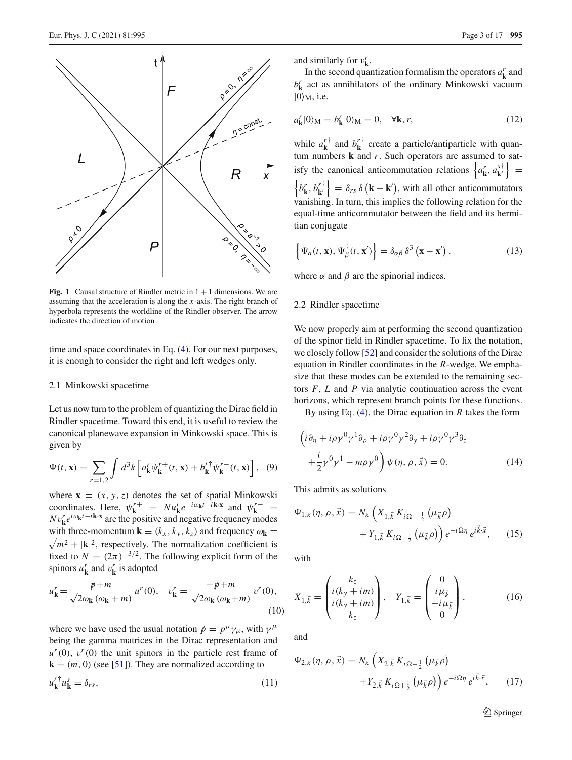**Fig. 1** Causal structure of Rindler metric in $1+1$ dimensions. We are assuming that the acceleration is along the $x$-axis. The right branch of hyperbola represents the worldline of the Rindler observer. The arrow indicates the direction of motion

time and space coordinates in Eq. (4). For our next purposes, it is enough to consider the right and left wedges only.

### 2.1 Minkowski spacetime

Let us now turn to the problem of quantizing the Dirac field in Rindler spacetime. Toward this end, it is useful to review the canonical planewave expansion in Minkowski space. This is given by

$$\Psi(t, \mathbf{x}) = \sum_{r=1,2} \int d^3k \left[ a^r_{\mathbf{k}} \psi^{r+}_{\mathbf{k}}(t, \mathbf{x}) + b^{r\dagger}_{\mathbf{k}} \psi^{r-}_{\mathbf{k}}(t, \mathbf{x}) \right], \quad (9)$$

where $\mathbf{x} \equiv (x, y, z)$ denotes the set of spatial Minkowski coordinates. Here, $\psi^{r+}_{\mathbf{k}} = N u^r_{\mathbf{k}} e^{-i\omega_{\mathbf{k}} t + i\mathbf{k}\cdot\mathbf{x}}$ and $\psi^{r-}_{\mathbf{k}} = N v^r_{\mathbf{k}} e^{i\omega_{\mathbf{k}} t - i\mathbf{k}\cdot\mathbf{x}}$ are the positive and negative frequency modes with three-momentum $\mathbf{k} \equiv (k_x, k_y, k_z)$ and frequency $\omega_{\mathbf{k}} = \sqrt{m^2 + |\mathbf{k}|^2}$, respectively. The normalization coefficient is fixed to $N = (2\pi)^{-3/2}$. The following explicit form of the spinors $u^r_{\mathbf{k}}$ and $v^r_{\mathbf{k}}$ is adopted

$$u^r_{\mathbf{k}} = \frac{\not{p} + m}{\sqrt{2\omega_{\mathbf{k}}(\omega_{\mathbf{k}} + m)}} u^r(0), \quad v^r_{\mathbf{k}} = \frac{-\not{p} + m}{\sqrt{2\omega_{\mathbf{k}}(\omega_{\mathbf{k}} + m)}} v^r(0), \quad (10)$$

where we have used the usual notation $\not{p} = p^\mu \gamma_\mu$, with $\gamma^\mu$ being the gamma matrices in the Dirac representation and $u^r(0)$, $v^r(0)$ the unit spinors in the particle rest frame of $\mathbf{k} = (m, 0)$ (see [51]). They are normalized according to

$$u^{r\dagger}_{\mathbf{k}} u^s_{\mathbf{k}} = \delta_{rs}, \quad (11)$$

and similarly for $v^r_{\mathbf{k}}$.

In the second quantization formalism the operators $a^r_{\mathbf{k}}$ and $b^r_{\mathbf{k}}$ act as annihilators of the ordinary Minkowski vacuum $|0\rangle_{\mathrm{M}}$, i.e.

$$a^r_{\mathbf{k}} |0\rangle_{\mathrm{M}} = b^r_{\mathbf{k}} |0\rangle_{\mathrm{M}} = 0, \quad \forall \mathbf{k}, r, \quad (12)$$

while $a^{r\dagger}_{\mathbf{k}}$ and $b^{r\dagger}_{\mathbf{k}}$ create a particle/antiparticle with quantum numbers $\mathbf{k}$ and $r$. Such operators are assumed to satisfy the canonical anticommutation relations $\left\{ a^r_{\mathbf{k}}, a^{s\dagger}_{\mathbf{k}'} \right\} = \left\{ b^r_{\mathbf{k}}, b^{s\dagger}_{\mathbf{k}'} \right\} = \delta_{rs}\, \delta\left(\mathbf{k} - \mathbf{k}'\right)$, with all other anticommutators vanishing. In turn, this implies the following relation for the equal-time anticommutator between the field and its hermitian conjugate

$$\left\{ \Psi_a(t, \mathbf{x}), \Psi^\dagger_\beta(t, \mathbf{x}') \right\} = \delta_{\alpha\beta}\, \delta^3\left(\mathbf{x} - \mathbf{x}'\right), \quad (13)$$

where $\alpha$ and $\beta$ are the spinorial indices.

### 2.2 Rindler spacetime

We now properly aim at performing the second quantization of the spinor field in Rindler spacetime. To fix the notation, we closely follow [52] and consider the solutions of the Dirac equation in Rindler coordinates in the $R$-wedge. We emphasize that these modes can be extended to the remaining sectors $F$, $L$ and $P$ via analytic continuation across the event horizons, which represent branch points for these functions.

By using Eq. (4), the Dirac equation in $R$ takes the form

$$\left( i\partial_\eta + i\rho\gamma^0\gamma^1\partial_\rho + i\rho\gamma^0\gamma^2\partial_y + i\rho\gamma^0\gamma^3\partial_z + \frac{i}{2}\gamma^0\gamma^1 - m\rho\gamma^0 \right) \psi(\eta, \rho, \vec{x}) = 0. \quad (14)$$

This admits as solutions

$$\Psi_{1,\kappa}(\eta, \rho, \vec{x}) = N_\kappa \left( X_{1,\vec{k}}\, K_{i\Omega - \frac{1}{2}}\left(\mu_{\vec{k}}\rho\right) + Y_{1,\vec{k}}\, K_{i\Omega + \frac{1}{2}}\left(\mu_{\vec{k}}\rho\right) \right) e^{-i\Omega\eta}\, e^{i\vec{k}\cdot\vec{x}}, \quad (15)$$

with

$$X_{1,\vec{k}} = \begin{pmatrix} k_z \\ i(k_y + im) \\ i(k_y + im) \\ k_z \end{pmatrix}, \quad Y_{1,\vec{k}} = \begin{pmatrix} 0 \\ i\mu_{\vec{k}} \\ -i\mu_{\vec{k}} \\ 0 \end{pmatrix}, \quad (16)$$

and

$$\Psi_{2,\kappa}(\eta, \rho, \vec{x}) = N_\kappa \left( X_{2,\vec{k}}\, K_{i\Omega - \frac{1}{2}}\left(\mu_{\vec{k}}\rho\right) + Y_{2,\vec{k}}\, K_{i\Omega + \frac{1}{2}}\left(\mu_{\vec{k}}\rho\right) \right) e^{-i\Omega\eta}\, e^{i\vec{k}\cdot\vec{x}}, \quad (17)$$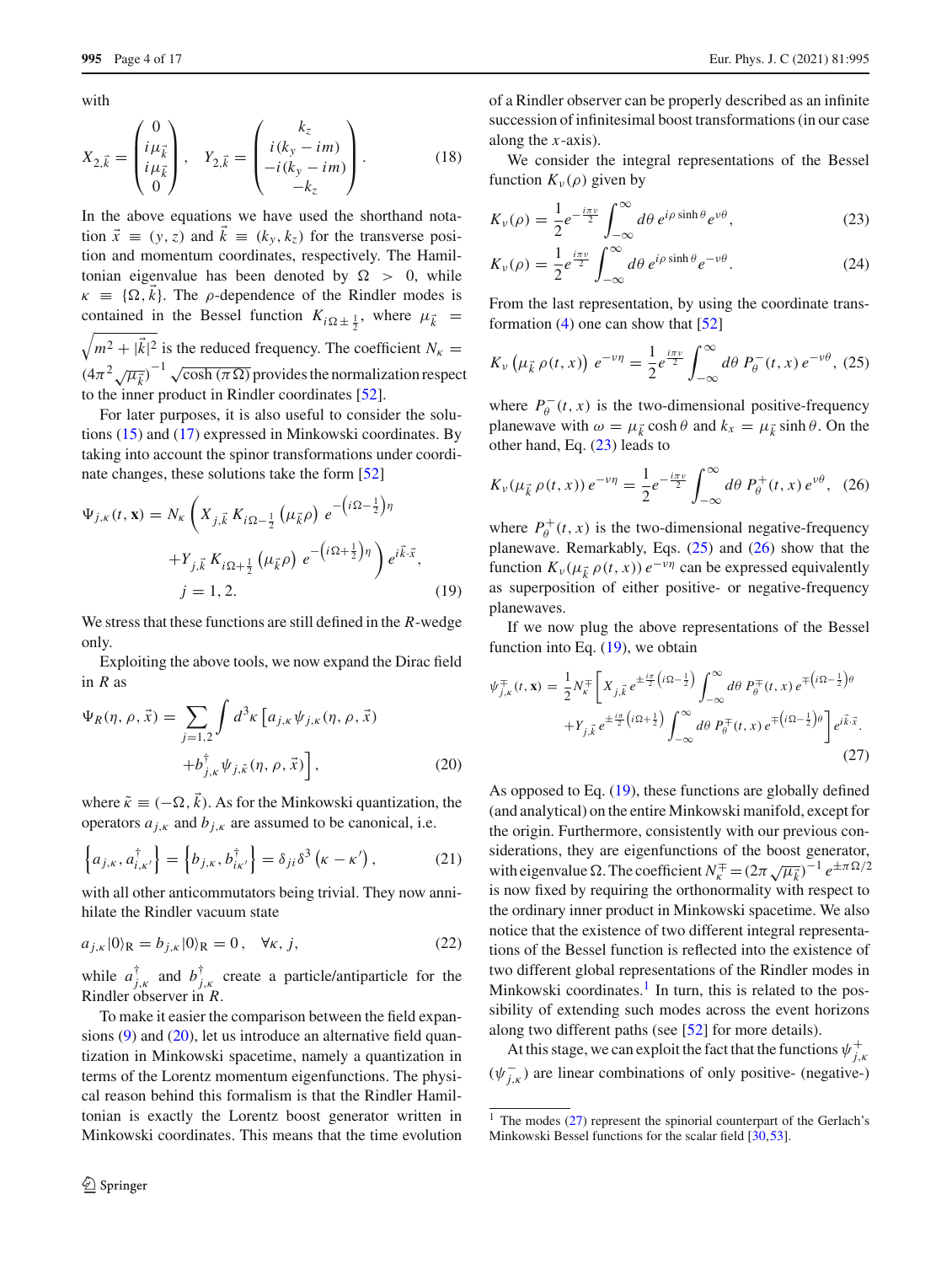with

$$X_{2,\vec{k}} = \begin{pmatrix} 0 \\ i\mu_{\vec{k}} \\ i\mu_{\vec{k}} \\ 0 \end{pmatrix}, \quad Y_{2,\vec{k}} = \begin{pmatrix} k_z \\ i(k_y - im) \\ -i(k_y - im) \\ -k_z \end{pmatrix}. \tag{18}$$

In the above equations we have used the shorthand notation $\vec{x} \equiv (y, z)$ and $\vec{k} \equiv (k_y, k_z)$ for the transverse position and momentum coordinates, respectively. The Hamiltonian eigenvalue has been denoted by $\Omega > 0$, while $\kappa \equiv \{\Omega, \vec{k}\}$. The $\rho$-dependence of the Rindler modes is contained in the Bessel function $K_{i\Omega \pm \frac{1}{2}}$, where $\mu_{\vec{k}} = \sqrt{m^2 + |\vec{k}|^2}$ is the reduced frequency. The coefficient $N_\kappa = (4\pi^2\sqrt{\mu_{\vec{k}}})^{-1}\sqrt{\cosh(\pi\Omega)}$ provides the normalization respect to the inner product in Rindler coordinates [52].

For later purposes, it is also useful to consider the solutions (15) and (17) expressed in Minkowski coordinates. By taking into account the spinor transformations under coordinate changes, these solutions take the form [52]

$$\Psi_{j,\kappa}(t, \mathbf{x}) = N_\kappa \left( X_{j,\vec{k}}\, K_{i\Omega - \frac{1}{2}}\left(\mu_{\vec{k}}\rho\right)\, e^{-\left(i\Omega - \frac{1}{2}\right)\eta} + Y_{j,\vec{k}}\, K_{i\Omega + \frac{1}{2}}\left(\mu_{\vec{k}}\rho\right)\, e^{-\left(i\Omega + \frac{1}{2}\right)\eta} \right) e^{i\vec{k}\cdot\vec{x}},$$
$$j = 1, 2. \tag{19}$$

We stress that these functions are still defined in the $R$-wedge only.

Exploiting the above tools, we now expand the Dirac field in $R$ as

$$\Psi_R(\eta, \rho, \vec{x}) = \sum_{j=1,2} \int d^3\kappa \left[ a_{j,\kappa}\psi_{j,\kappa}(\eta, \rho, \vec{x}) + b^\dagger_{j,\kappa}\psi_{j,\tilde{\kappa}}(\eta, \rho, \vec{x}) \right], \tag{20}$$

where $\tilde{\kappa} \equiv (-\Omega, \vec{k})$. As for the Minkowski quantization, the operators $a_{j,\kappa}$ and $b_{j,\kappa}$ are assumed to be canonical, i.e.

$$\left\{ a_{j,\kappa}, a^\dagger_{i,\kappa'} \right\} = \left\{ b_{j,\kappa}, b^\dagger_{i\kappa'} \right\} = \delta_{ji}\delta^3\left(\kappa - \kappa'\right), \tag{21}$$

with all other anticommutators being trivial. They now annihilate the Rindler vacuum state

$$a_{j,\kappa}|0\rangle_R = b_{j,\kappa}|0\rangle_R = 0, \quad \forall \kappa, j, \tag{22}$$

while $a^\dagger_{j,\kappa}$ and $b^\dagger_{j,\kappa}$ create a particle/antiparticle for the Rindler observer in $R$.

To make it easier the comparison between the field expansions (9) and (20), let us introduce an alternative field quantization in Minkowski spacetime, namely a quantization in terms of the Lorentz momentum eigenfunctions. The physical reason behind this formalism is that the Rindler Hamiltonian is exactly the Lorentz boost generator written in Minkowski coordinates. This means that the time evolution of a Rindler observer can be properly described as an infinite succession of infinitesimal boost transformations (in our case along the $x$-axis).

We consider the integral representations of the Bessel function $K_\nu(\rho)$ given by

$$K_\nu(\rho) = \frac{1}{2}e^{-\frac{i\pi\nu}{2}} \int_{-\infty}^{\infty} d\theta\, e^{i\rho\sinh\theta} e^{\nu\theta}, \tag{23}$$

$$K_\nu(\rho) = \frac{1}{2}e^{\frac{i\pi\nu}{2}} \int_{-\infty}^{\infty} d\theta\, e^{i\rho\sinh\theta} e^{-\nu\theta}. \tag{24}$$

From the last representation, by using the coordinate transformation (4) one can show that [52]

$$K_\nu\left(\mu_{\vec{k}}\,\rho(t, x)\right)\, e^{-\nu\eta} = \frac{1}{2}e^{\frac{i\pi\nu}{2}} \int_{-\infty}^{\infty} d\theta\, P^-_\theta(t, x)\, e^{-\nu\theta}, \tag{25}$$

where $P^-_\theta(t, x)$ is the two-dimensional positive-frequency planewave with $\omega = \mu_{\vec{k}}\cosh\theta$ and $k_x = \mu_{\vec{k}}\sinh\theta$. On the other hand, Eq. (23) leads to

$$K_\nu(\mu_{\vec{k}}\,\rho(t, x))\, e^{-\nu\eta} = \frac{1}{2}e^{-\frac{i\pi\nu}{2}} \int_{-\infty}^{\infty} d\theta\, P^+_\theta(t, x)\, e^{\nu\theta}, \tag{26}$$

where $P^+_\theta(t, x)$ is the two-dimensional negative-frequency planewave. Remarkably, Eqs. (25) and (26) show that the function $K_\nu(\mu_{\vec{k}}\,\rho(t, x))\, e^{-\nu\eta}$ can be expressed equivalently as superposition of either positive- or negative-frequency planewaves.

If we now plug the above representations of the Bessel function into Eq. (19), we obtain

$$\psi^\mp_{j,\kappa}(t, \mathbf{x}) = \frac{1}{2}N^\mp_\kappa \left[ X_{j,\vec{k}}\, e^{\pm\frac{i\pi}{2}\left(i\Omega - \frac{1}{2}\right)} \int_{-\infty}^{\infty} d\theta\, P^\mp_\theta(t, x)\, e^{\mp\left(i\Omega - \frac{1}{2}\right)\theta} + Y_{j,\vec{k}}\, e^{\pm\frac{i\pi}{2}\left(i\Omega + \frac{1}{2}\right)} \int_{-\infty}^{\infty} d\theta\, P^\mp_\theta(t, x)\, e^{\mp\left(i\Omega - \frac{1}{2}\right)\theta} \right] e^{i\vec{k}\cdot\vec{x}}. \tag{27}$$

As opposed to Eq. (19), these functions are globally defined (and analytical) on the entire Minkowski manifold, except for the origin. Furthermore, consistently with our previous considerations, they are eigenfunctions of the boost generator, with eigenvalue $\Omega$. The coefficient $N^\mp_\kappa = (2\pi\sqrt{\mu_{\vec{k}}})^{-1}\, e^{\pm\pi\Omega/2}$ is now fixed by requiring the orthonormality with respect to the ordinary inner product in Minkowski spacetime. We also notice that the existence of two different integral representations of the Bessel function is reflected into the existence of two different global representations of the Rindler modes in Minkowski coordinates.[1] In turn, this is related to the possibility of extending such modes across the event horizons along two different paths (see [52] for more details).

At this stage, we can exploit the fact that the functions $\psi^+_{j,\kappa}$ ($\psi^-_{j,\kappa}$) are linear combinations of only positive- (negative-)

[1] The modes (27) represent the spinorial counterpart of the Gerlach's Minkowski Bessel functions for the scalar field [30,53].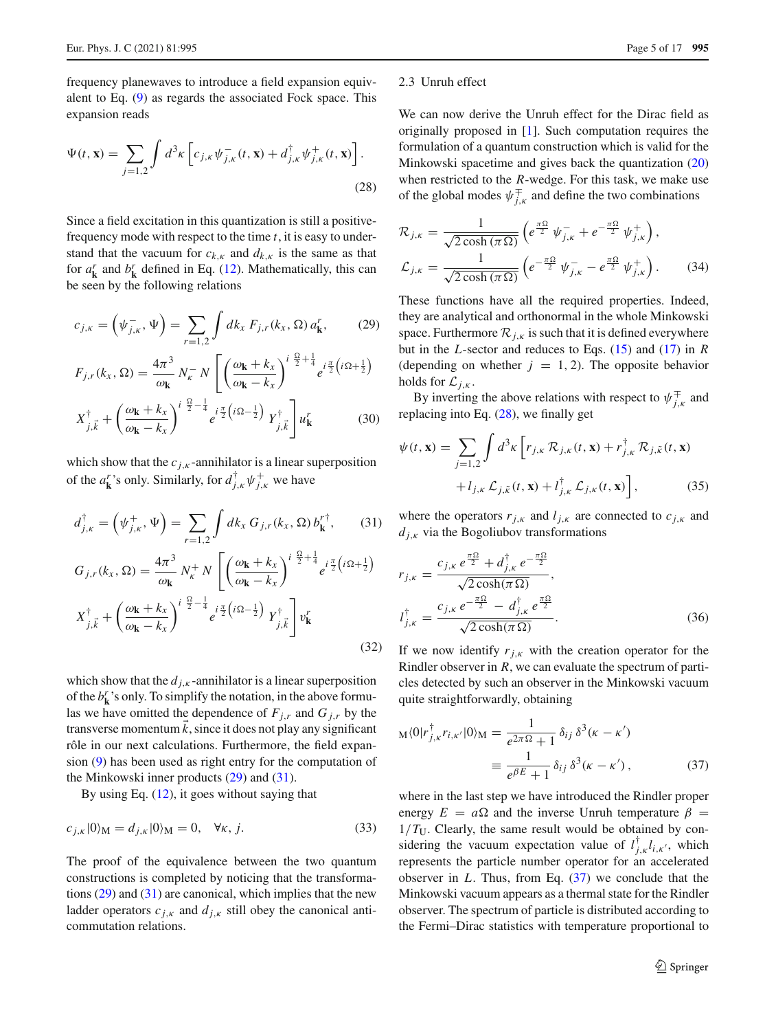frequency planewaves to introduce a field expansion equivalent to Eq. (9) as regards the associated Fock space. This expansion reads

$$\Psi(t, \mathbf{x}) = \sum_{j=1,2} \int d^3\kappa \left[ c_{j,\kappa}\, \psi^{-}_{j,\kappa}(t, \mathbf{x}) + d^{\dagger}_{j,\kappa}\, \psi^{+}_{j,\kappa}(t, \mathbf{x}) \right]. \tag{28}$$

Since a field excitation in this quantization is still a positive-frequency mode with respect to the time $t$, it is easy to understand that the vacuum for $c_{k,\kappa}$ and $d_{k,\kappa}$ is the same as that for $a^r_{\mathbf{k}}$ and $b^r_{\mathbf{k}}$ defined in Eq. (12). Mathematically, this can be seen by the following relations

$$c_{j,\kappa} = \left(\psi^{-}_{j,\kappa}, \Psi\right) = \sum_{r=1,2} \int dk_x\, F_{j,r}(k_x, \Omega)\, a^r_{\mathbf{k}}, \tag{29}$$

$$F_{j,r}(k_x, \Omega) = \frac{4\pi^3}{\omega_{\mathbf{k}}} N^{-}_{\kappa} N \left[ \left( \frac{\omega_{\mathbf{k}} + k_x}{\omega_{\mathbf{k}} - k_x} \right)^{i\, \frac{\Omega}{2} + \frac{1}{4}} e^{i\frac{\pi}{2}\left(i\Omega + \frac{1}{2}\right)} X^{\dagger}_{j,\vec{k}} + \left( \frac{\omega_{\mathbf{k}} + k_x}{\omega_{\mathbf{k}} - k_x} \right)^{i\, \frac{\Omega}{2} - \frac{1}{4}} e^{i\frac{\pi}{2}\left(i\Omega - \frac{1}{2}\right)} Y^{\dagger}_{j,\vec{k}} \right] u^r_{\mathbf{k}} \tag{30}$$

which show that the $c_{j,\kappa}$-annihilator is a linear superposition of the $a^r_{\mathbf{k}}$'s only. Similarly, for $d^{\dagger}_{j,\kappa}\psi^{+}_{j,\kappa}$ we have

$$d^{\dagger}_{j,\kappa} = \left(\psi^{+}_{j,\kappa}, \Psi\right) = \sum_{r=1,2} \int dk_x\, G_{j,r}(k_x, \Omega)\, b^{r\dagger}_{\mathbf{k}}, \tag{31}$$

$$G_{j,r}(k_x, \Omega) = \frac{4\pi^3}{\omega_{\mathbf{k}}} N^{+}_{\kappa} N \left[ \left( \frac{\omega_{\mathbf{k}} + k_x}{\omega_{\mathbf{k}} - k_x} \right)^{i\, \frac{\Omega}{2} + \frac{1}{4}} e^{i\frac{\pi}{2}\left(i\Omega + \frac{1}{2}\right)} X^{\dagger}_{j,\vec{k}} + \left( \frac{\omega_{\mathbf{k}} + k_x}{\omega_{\mathbf{k}} - k_x} \right)^{i\, \frac{\Omega}{2} - \frac{1}{4}} e^{i\frac{\pi}{2}\left(i\Omega - \frac{1}{2}\right)} Y^{\dagger}_{j,\vec{k}} \right] v^r_{\mathbf{k}} \tag{32}$$

which show that the $d_{j,\kappa}$-annihilator is a linear superposition of the $b^r_{\mathbf{k}}$'s only. To simplify the notation, in the above formulas we have omitted the dependence of $F_{j,r}$ and $G_{j,r}$ by the transverse momentum $\vec{k}$, since it does not play any significant rôle in our next calculations. Furthermore, the field expansion (9) has been used as right entry for the computation of the Minkowski inner products (29) and (31).

By using Eq. (12), it goes without saying that

$$c_{j,\kappa}|0\rangle_{\mathrm{M}} = d_{j,\kappa}|0\rangle_{\mathrm{M}} = 0, \quad \forall \kappa,\, j. \tag{33}$$

The proof of the equivalence between the two quantum constructions is completed by noticing that the transformations (29) and (31) are canonical, which implies that the new ladder operators $c_{j,\kappa}$ and $d_{j,\kappa}$ still obey the canonical anticommutation relations.

### 2.3 Unruh effect

We can now derive the Unruh effect for the Dirac field as originally proposed in [1]. Such computation requires the formulation of a quantum construction which is valid for the Minkowski spacetime and gives back the quantization (20) when restricted to the $R$-wedge. For this task, we make use of the global modes $\psi^{\mp}_{j,\kappa}$ and define the two combinations

$$\mathcal{R}_{j,\kappa} = \frac{1}{\sqrt{2\cosh(\pi\,\Omega)}} \left( e^{\frac{\pi\Omega}{2}}\, \psi^{-}_{j,\kappa} + e^{-\frac{\pi\Omega}{2}}\, \psi^{+}_{j,\kappa} \right),$$
$$\mathcal{L}_{j,\kappa} = \frac{1}{\sqrt{2\cosh(\pi\,\Omega)}} \left( e^{-\frac{\pi\Omega}{2}}\, \psi^{-}_{j,\kappa} - e^{\frac{\pi\Omega}{2}}\, \psi^{+}_{j,\kappa} \right). \tag{34}$$

These functions have all the required properties. Indeed, they are analytical and orthonormal in the whole Minkowski space. Furthermore $\mathcal{R}_{j,\kappa}$ is such that it is defined everywhere but in the $L$-sector and reduces to Eqs. (15) and (17) in $R$ (depending on whether $j = 1, 2$). The opposite behavior holds for $\mathcal{L}_{j,\kappa}$.

By inverting the above relations with respect to $\psi^{\mp}_{j,\kappa}$ and replacing into Eq. (28), we finally get

$$\psi(t, \mathbf{x}) = \sum_{j=1,2} \int d^3\kappa \Big[ r_{j,\kappa}\, \mathcal{R}_{j,\kappa}(t, \mathbf{x}) + r^{\dagger}_{j,\kappa}\, \mathcal{R}_{j,\tilde{\kappa}}(t, \mathbf{x}) + l_{j,\kappa}\, \mathcal{L}_{j,\tilde{\kappa}}(t, \mathbf{x}) + l^{\dagger}_{j,\kappa}\, \mathcal{L}_{j,\kappa}(t, \mathbf{x}) \Big], \tag{35}$$

where the operators $r_{j,\kappa}$ and $l_{j,\kappa}$ are connected to $c_{j,\kappa}$ and $d_{j,\kappa}$ via the Bogoliubov transformations

$$r_{j,\kappa} = \frac{c_{j,\kappa}\, e^{\frac{\pi\Omega}{2}} + d^{\dagger}_{j,\kappa}\, e^{-\frac{\pi\Omega}{2}}}{\sqrt{2\cosh(\pi\,\Omega)}},$$
$$l^{\dagger}_{j,\kappa} = \frac{c_{j,\kappa}\, e^{-\frac{\pi\Omega}{2}} - d^{\dagger}_{j,\kappa}\, e^{\frac{\pi\Omega}{2}}}{\sqrt{2\cosh(\pi\,\Omega)}}. \tag{36}$$

If we now identify $r_{j,\kappa}$ with the creation operator for the Rindler observer in $R$, we can evaluate the spectrum of particles detected by such an observer in the Minkowski vacuum quite straightforwardly, obtaining

$${}_{\mathrm{M}}\langle 0| r^{\dagger}_{j,\kappa} r_{i,\kappa'} |0\rangle_{\mathrm{M}} = \frac{1}{e^{2\pi\Omega} + 1}\, \delta_{ij}\, \delta^3(\kappa - \kappa')$$
$$\equiv \frac{1}{e^{\beta E} + 1}\, \delta_{ij}\, \delta^3(\kappa - \kappa'), \tag{37}$$

where in the last step we have introduced the Rindler proper energy $E = a\Omega$ and the inverse Unruh temperature $\beta = 1/T_{\mathrm{U}}$. Clearly, the same result would be obtained by considering the vacuum expectation value of $l^{\dagger}_{j,\kappa} l_{i,\kappa'}$, which represents the particle number operator for an accelerated observer in $L$. Thus, from Eq. (37) we conclude that the Minkowski vacuum appears as a thermal state for the Rindler observer. The spectrum of particle is distributed according to the Fermi–Dirac statistics with temperature proportional to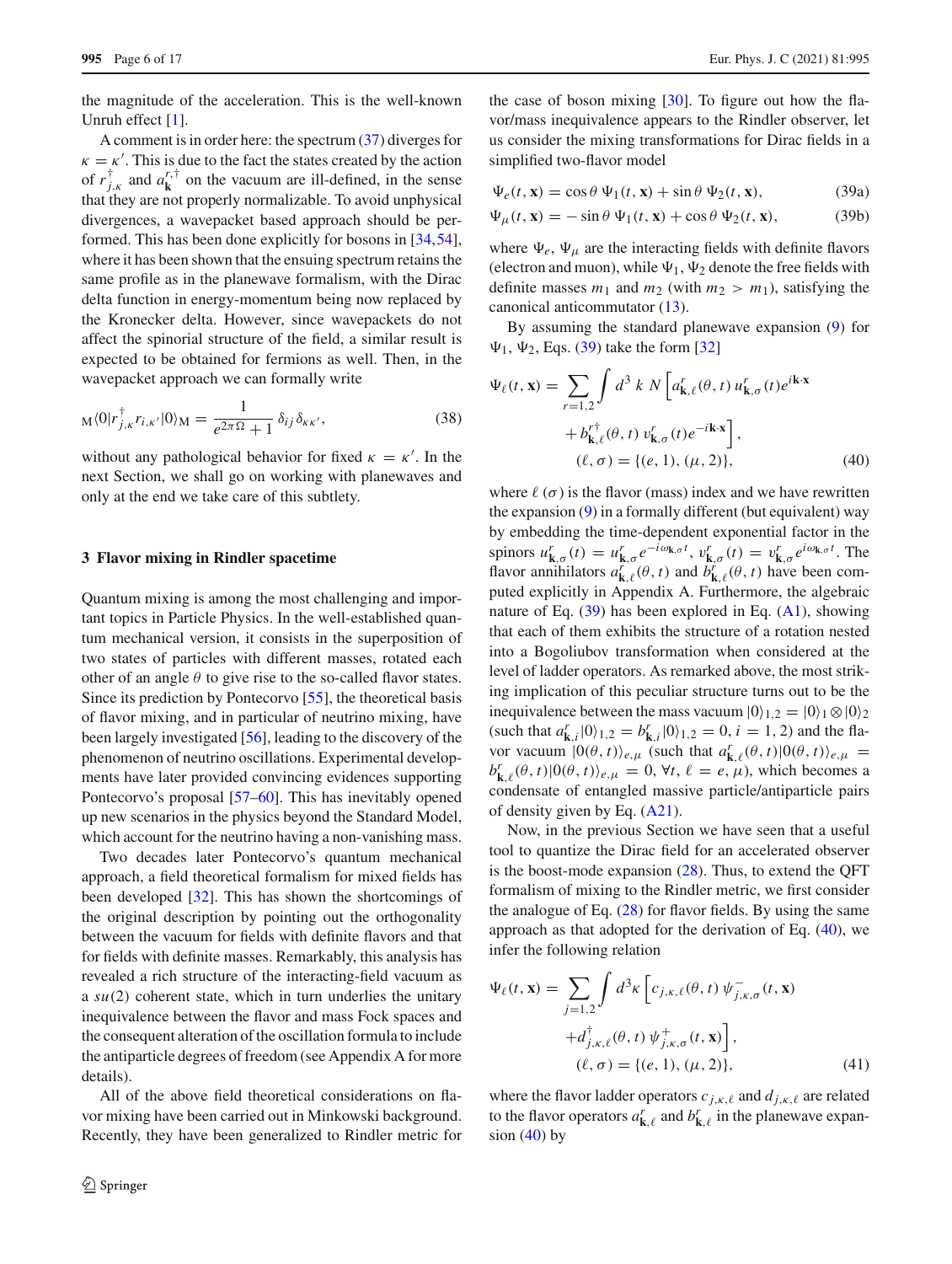the magnitude of the acceleration. This is the well-known Unruh effect [1].

A comment is in order here: the spectrum (37) diverges for $\kappa = \kappa'$. This is due to the fact the states created by the action of $r^{\dagger}_{j,\kappa}$ and $a^{r,\dagger}_{\mathbf{k}}$ on the vacuum are ill-defined, in the sense that they are not properly normalizable. To avoid unphysical divergences, a wavepacket based approach should be performed. This has been done explicitly for bosons in [34,54], where it has been shown that the ensuing spectrum retains the same profile as in the planewave formalism, with the Dirac delta function in energy-momentum being now replaced by the Kronecker delta. However, since wavepackets do not affect the spinorial structure of the field, a similar result is expected to be obtained for fermions as well. Then, in the wavepacket approach we can formally write

$$
{}_{\mathrm{M}}\langle 0|r^{\dagger}_{j,\kappa} r_{i,\kappa'}|0\rangle_{\mathrm{M}} = \frac{1}{e^{2\pi\Omega}+1}\,\delta_{ij}\,\delta_{\kappa\kappa'}, \tag{38}
$$

without any pathological behavior for fixed $\kappa = \kappa'$. In the next Section, we shall go on working with planewaves and only at the end we take care of this subtlety.

## 3 Flavor mixing in Rindler spacetime

Quantum mixing is among the most challenging and important topics in Particle Physics. In the well-established quantum mechanical version, it consists in the superposition of two states of particles with different masses, rotated each other of an angle $\theta$ to give rise to the so-called flavor states. Since its prediction by Pontecorvo [55], the theoretical basis of flavor mixing, and in particular of neutrino mixing, have been largely investigated [56], leading to the discovery of the phenomenon of neutrino oscillations. Experimental developments have later provided convincing evidences supporting Pontecorvo's proposal [57–60]. This has inevitably opened up new scenarios in the physics beyond the Standard Model, which account for the neutrino having a non-vanishing mass.

Two decades later Pontecorvo's quantum mechanical approach, a field theoretical formalism for mixed fields has been developed [32]. This has shown the shortcomings of the original description by pointing out the orthogonality between the vacuum for fields with definite flavors and that for fields with definite masses. Remarkably, this analysis has revealed a rich structure of the interacting-field vacuum as a $su(2)$ coherent state, which in turn underlies the unitary inequivalence between the flavor and mass Fock spaces and the consequent alteration of the oscillation formula to include the antiparticle degrees of freedom (see Appendix A for more details).

All of the above field theoretical considerations on flavor mixing have been carried out in Minkowski background. Recently, they have been generalized to Rindler metric for the case of boson mixing [30]. To figure out how the flavor/mass inequivalence appears to the Rindler observer, let us consider the mixing transformations for Dirac fields in a simplified two-flavor model

$$
\Psi_e(t,\mathbf{x}) = \cos\theta\,\Psi_1(t,\mathbf{x}) + \sin\theta\,\Psi_2(t,\mathbf{x}), \tag{39a}
$$

$$
\Psi_\mu(t,\mathbf{x}) = -\sin\theta\,\Psi_1(t,\mathbf{x}) + \cos\theta\,\Psi_2(t,\mathbf{x}), \tag{39b}
$$

where $\Psi_e$, $\Psi_\mu$ are the interacting fields with definite flavors (electron and muon), while $\Psi_1$, $\Psi_2$ denote the free fields with definite masses $m_1$ and $m_2$ (with $m_2 > m_1$), satisfying the canonical anticommutator (13).

By assuming the standard planewave expansion (9) for $\Psi_1$, $\Psi_2$, Eqs. (39) take the form [32]

$$
\begin{aligned}
\Psi_\ell(t,\mathbf{x}) = \sum_{r=1,2}\int d^3k\; N\Big[&a^r_{\mathbf{k},\ell}(\theta,t)\,u^r_{\mathbf{k},\sigma}(t)e^{i\mathbf{k}\cdot\mathbf{x}} \\
&+ b^{r\dagger}_{\mathbf{k},\ell}(\theta,t)\,v^r_{\mathbf{k},\sigma}(t)e^{-i\mathbf{k}\cdot\mathbf{x}}\Big], \\
&(\ell,\sigma) = \{(e,1),(\mu,2)\},
\end{aligned} \tag{40}
$$

where $\ell$ ($\sigma$) is the flavor (mass) index and we have rewritten the expansion (9) in a formally different (but equivalent) way by embedding the time-dependent exponential factor in the spinors $u^r_{\mathbf{k},\sigma}(t) = u^r_{\mathbf{k},\sigma}e^{-i\omega_{\mathbf{k},\sigma}t}$, $v^r_{\mathbf{k},\sigma}(t) = v^r_{\mathbf{k},\sigma}e^{i\omega_{\mathbf{k},\sigma}t}$. The flavor annihilators $a^r_{\mathbf{k},\ell}(\theta,t)$ and $b^r_{\mathbf{k},\ell}(\theta,t)$ have been computed explicitly in Appendix A. Furthermore, the algebraic nature of Eq. (39) has been explored in Eq. (A1), showing that each of them exhibits the structure of a rotation nested into a Bogoliubov transformation when considered at the level of ladder operators. As remarked above, the most striking implication of this peculiar structure turns out to be the inequivalence between the mass vacuum $|0\rangle_{1,2} = |0\rangle_1 \otimes |0\rangle_2$ (such that $a^r_{\mathbf{k},i}|0\rangle_{1,2} = b^r_{\mathbf{k},i}|0\rangle_{1,2} = 0$, $i = 1,2$) and the flavor vacuum $|0(\theta,t)\rangle_{e,\mu}$ (such that $a^r_{\mathbf{k},\ell}(\theta,t)|0(\theta,t)\rangle_{e,\mu} = b^r_{\mathbf{k},\ell}(\theta,t)|0(\theta,t)\rangle_{e,\mu} = 0$, $\forall t$, $\ell = e,\mu$), which becomes a condensate of entangled massive particle/antiparticle pairs of density given by Eq. (A21).

Now, in the previous Section we have seen that a useful tool to quantize the Dirac field for an accelerated observer is the boost-mode expansion (28). Thus, to extend the QFT formalism of mixing to the Rindler metric, we first consider the analogue of Eq. (28) for flavor fields. By using the same approach as that adopted for the derivation of Eq. (40), we infer the following relation

$$
\begin{aligned}
\Psi_\ell(t,\mathbf{x}) = \sum_{j=1,2}\int d^3\kappa\,\Big[&c_{j,\kappa,\ell}(\theta,t)\,\psi^{-}_{j,\kappa,\sigma}(t,\mathbf{x}) \\
&+ d^{\dagger}_{j,\kappa,\ell}(\theta,t)\,\psi^{+}_{j,\kappa,\sigma}(t,\mathbf{x})\Big], \\
&(\ell,\sigma) = \{(e,1),(\mu,2)\},
\end{aligned} \tag{41}
$$

where the flavor ladder operators $c_{j,\kappa,\ell}$ and $d_{j,\kappa,\ell}$ are related to the flavor operators $a^r_{\mathbf{k},\ell}$ and $b^r_{\mathbf{k},\ell}$ in the planewave expansion (40) by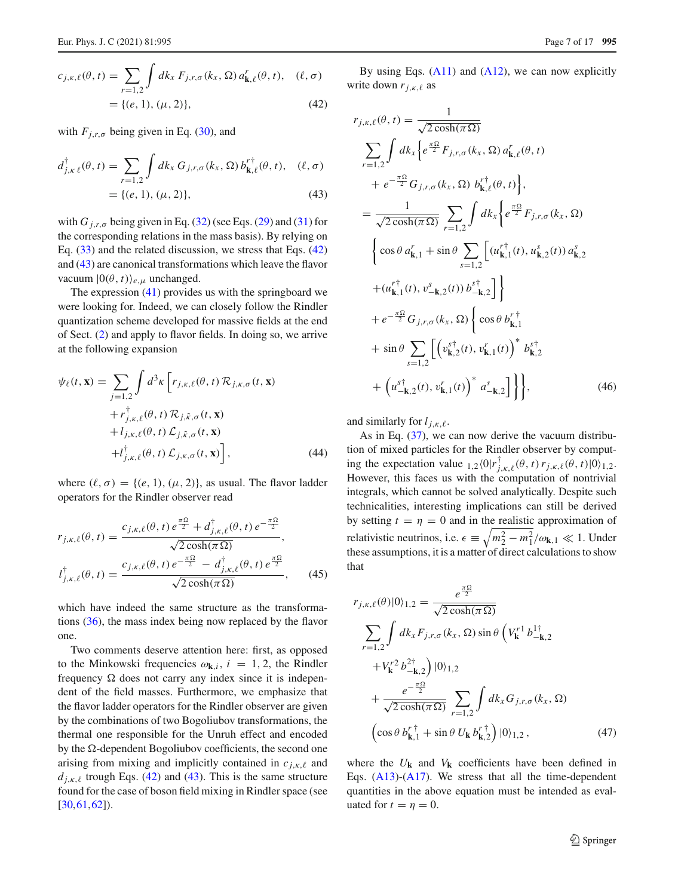$$c_{j,\kappa,\ell}(\theta,t) = \sum_{r=1,2} \int dk_x \, F_{j,r,\sigma}(k_x,\Omega)\, a^r_{\mathbf{k},\ell}(\theta,t), \quad (\ell,\sigma) = \{(e,1),(\mu,2)\}, \tag{42}$$

with $F_{j,r,\sigma}$ being given in Eq. (30), and

$$d^\dagger_{j,\kappa\,\ell}(\theta,t) = \sum_{r=1,2} \int dk_x \, G_{j,r,\sigma}(k_x,\Omega)\, b^{r\dagger}_{\mathbf{k},\ell}(\theta,t), \quad (\ell,\sigma) = \{(e,1),(\mu,2)\}, \tag{43}$$

with $G_{j,r,\sigma}$ being given in Eq. (32) (see Eqs. (29) and (31) for the corresponding relations in the mass basis). By relying on Eq. (33) and the related discussion, we stress that Eqs. (42) and (43) are canonical transformations which leave the flavor vacuum $|0(\theta,t)\rangle_{e,\mu}$ unchanged.

The expression (41) provides us with the springboard we were looking for. Indeed, we can closely follow the Rindler quantization scheme developed for massive fields at the end of Sect. (2) and apply to flavor fields. In doing so, we arrive at the following expansion

$$\begin{aligned}\psi_\ell(t,\mathbf{x}) = \sum_{j=1,2} \int d^3\kappa \Big[ & r_{j,\kappa,\ell}(\theta,t)\, \mathcal{R}_{j,\kappa,\sigma}(t,\mathbf{x}) \\ & + r^\dagger_{j,\kappa,\ell}(\theta,t)\, \mathcal{R}_{j,\tilde{\kappa},\sigma}(t,\mathbf{x}) \\ & + l_{j,\kappa,\ell}(\theta,t)\, \mathcal{L}_{j,\tilde{\kappa},\sigma}(t,\mathbf{x}) \\ & + l^\dagger_{j,\kappa,\ell}(\theta,t)\, \mathcal{L}_{j,\kappa,\sigma}(t,\mathbf{x}) \Big],\end{aligned} \tag{44}$$

where $(\ell,\sigma) = \{(e,1),(\mu,2)\}$, as usual. The flavor ladder operators for the Rindler observer read

$$r_{j,\kappa,\ell}(\theta,t) = \frac{c_{j,\kappa,\ell}(\theta,t)\, e^{\frac{\pi\Omega}{2}} + d^\dagger_{j,\kappa,\ell}(\theta,t)\, e^{-\frac{\pi\Omega}{2}}}{\sqrt{2\cosh(\pi\Omega)}},$$

$$l^\dagger_{j,\kappa,\ell}(\theta,t) = \frac{c_{j,\kappa,\ell}(\theta,t)\, e^{-\frac{\pi\Omega}{2}} - d^\dagger_{j,\kappa,\ell}(\theta,t)\, e^{\frac{\pi\Omega}{2}}}{\sqrt{2\cosh(\pi\Omega)}}, \tag{45}$$

which have indeed the same structure as the transformations (36), the mass index being now replaced by the flavor one.

Two comments deserve attention here: first, as opposed to the Minkowski frequencies $\omega_{\mathbf{k},i}$, $i = 1,2$, the Rindler frequency $\Omega$ does not carry any index since it is independent of the field masses. Furthermore, we emphasize that the flavor ladder operators for the Rindler observer are given by the combinations of two Bogoliubov transformations, the thermal one responsible for the Unruh effect and encoded by the $\Omega$-dependent Bogoliubov coefficients, the second one arising from mixing and implicitly contained in $c_{j,\kappa,\ell}$ and $d_{j,\kappa,\ell}$ trough Eqs. (42) and (43). This is the same structure found for the case of boson field mixing in Rindler space (see [30,61,62]).

By using Eqs. (A11) and (A12), we can now explicitly write down $r_{j,\kappa,\ell}$ as

$$\begin{aligned} r_{j,\kappa,\ell}(\theta,t) &= \frac{1}{\sqrt{2\cosh(\pi\Omega)}} \sum_{r=1,2} \int dk_x \Big\{ e^{\frac{\pi\Omega}{2}} F_{j,r,\sigma}(k_x,\Omega)\, a^r_{\mathbf{k},\ell}(\theta,t) \\ &\quad + e^{-\frac{\pi\Omega}{2}} G_{j,r,\sigma}(k_x,\Omega)\, b^{r\dagger}_{\mathbf{k},\ell}(\theta,t) \Big\}, \\ &= \frac{1}{\sqrt{2\cosh(\pi\Omega)}} \sum_{r=1,2} \int dk_x \Big\{ e^{\frac{\pi\Omega}{2}} F_{j,r,\sigma}(k_x,\Omega) \\ &\quad \Big\{ \cos\theta\, a^r_{\mathbf{k},1} + \sin\theta \sum_{s=1,2} \Big[ (u^{r\dagger}_{\mathbf{k},1}(t), u^s_{\mathbf{k},2}(t))\, a^s_{\mathbf{k},2} \\ &\quad + (u^{r\dagger}_{\mathbf{k},1}(t), v^s_{-\mathbf{k},2}(t))\, b^{s\dagger}_{-\mathbf{k},2} \Big] \Big\} \\ &\quad + e^{-\frac{\pi\Omega}{2}} G_{j,r,\sigma}(k_x,\Omega) \Big\{ \cos\theta\, b^{r\,\dagger}_{\mathbf{k},1} \\ &\quad + \sin\theta \sum_{s=1,2} \Big[ \left( v^{s\dagger}_{\mathbf{k},2}(t), v^r_{\mathbf{k},1}(t) \right)^* b^{s\dagger}_{\mathbf{k},2} \\ &\quad + \left( u^{s\dagger}_{-\mathbf{k},2}(t), v^r_{\mathbf{k},1}(t) \right)^* a^s_{-\mathbf{k},2} \Big] \Big\} \Big\}, \end{aligned} \tag{46}$$

and similarly for $l_{j,\kappa,\ell}$.

As in Eq. (37), we can now derive the vacuum distribution of mixed particles for the Rindler observer by computing the expectation value ${}_{1,2}\langle 0| r^\dagger_{j,\kappa,\ell}(\theta,t)\, r_{j,\kappa,\ell}(\theta,t) |0\rangle_{1,2}$. However, this faces us with the computation of nontrivial integrals, which cannot be solved analytically. Despite such technicalities, interesting implications can still be derived by setting $t = \eta = 0$ and in the realistic approximation of relativistic neutrinos, i.e. $\epsilon \equiv \sqrt{m_2^2 - m_1^2}/\omega_{\mathbf{k},1} \ll 1$. Under these assumptions, it is a matter of direct calculations to show that

$$\begin{aligned} r_{j,\kappa,\ell}(\theta)|0\rangle_{1,2} &= \frac{e^{\frac{\pi\Omega}{2}}}{\sqrt{2\cosh(\pi\Omega)}} \sum_{r=1,2} \int dk_x\, F_{j,r,\sigma}(k_x,\Omega) \sin\theta \left( V^{r1}_{\mathbf{k}}\, b^{1\dagger}_{-\mathbf{k},2} \right. \\ &\quad \left. + V^{r2}_{\mathbf{k}}\, b^{2\dagger}_{-\mathbf{k},2} \right) |0\rangle_{1,2} \\ &\quad + \frac{e^{-\frac{\pi\Omega}{2}}}{\sqrt{2\cosh(\pi\Omega)}} \sum_{r=1,2} \int dk_x\, G_{j,r,\sigma}(k_x,\Omega) \\ &\quad \left( \cos\theta\, b^{r\,\dagger}_{\mathbf{k},1} + \sin\theta\, U_{\mathbf{k}}\, b^{r\,\dagger}_{\mathbf{k},2} \right) |0\rangle_{1,2}\,, \end{aligned} \tag{47}$$

where the $U_{\mathbf{k}}$ and $V_{\mathbf{k}}$ coefficients have been defined in Eqs. (A13)-(A17). We stress that all the time-dependent quantities in the above equation must be intended as evaluated for $t = \eta = 0$.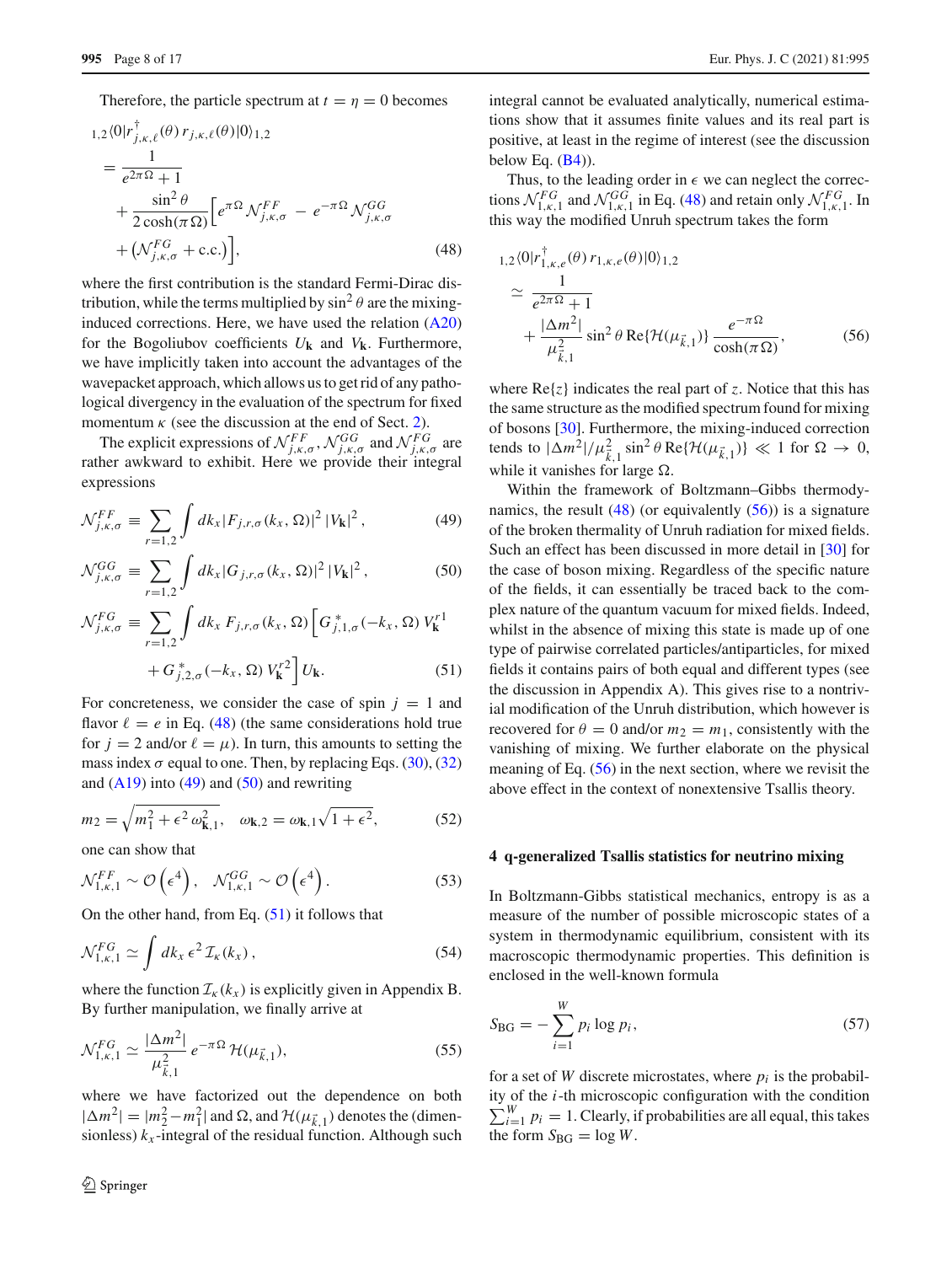Therefore, the particle spectrum at $t = \eta = 0$ becomes

$$
\begin{aligned}
&{}_{1,2}\langle 0|r^{\dagger}_{j,\kappa,\ell}(\theta)\, r_{j,\kappa,\ell}(\theta)|0\rangle_{1,2} \\
&= \frac{1}{e^{2\pi\Omega}+1} \\
&\quad + \frac{\sin^2\theta}{2\cosh(\pi\Omega)}\Big[e^{\pi\Omega}\,\mathcal{N}^{FF}_{j,\kappa,\sigma} - e^{-\pi\Omega}\,\mathcal{N}^{GG}_{j,\kappa,\sigma} \\
&\quad + \big(\mathcal{N}^{FG}_{j,\kappa,\sigma} + \text{c.c.}\big)\Big], \qquad (48)
\end{aligned}
$$

where the first contribution is the standard Fermi-Dirac distribution, while the terms multiplied by $\sin^2\theta$ are the mixing-induced corrections. Here, we have used the relation (A20) for the Bogoliubov coefficients $U_{\mathbf{k}}$ and $V_{\mathbf{k}}$. Furthermore, we have implicitly taken into account the advantages of the wavepacket approach, which allows us to get rid of any pathological divergency in the evaluation of the spectrum for fixed momentum $\kappa$ (see the discussion at the end of Sect. 2).

The explicit expressions of $\mathcal{N}^{FF}_{j,\kappa,\sigma}$, $\mathcal{N}^{GG}_{j,\kappa,\sigma}$ and $\mathcal{N}^{FG}_{j,\kappa,\sigma}$ are rather awkward to exhibit. Here we provide their integral expressions

$$
\mathcal{N}^{FF}_{j,\kappa,\sigma} \equiv \sum_{r=1,2}\int dk_x |F_{j,r,\sigma}(k_x,\Omega)|^2\,|V_{\mathbf{k}}|^2\,, \qquad (49)
$$

$$
\mathcal{N}^{GG}_{j,\kappa,\sigma} \equiv \sum_{r=1,2}\int dk_x |G_{j,r,\sigma}(k_x,\Omega)|^2\,|V_{\mathbf{k}}|^2\,, \qquad (50)
$$

$$
\begin{aligned}
\mathcal{N}^{FG}_{j,\kappa,\sigma} \equiv \sum_{r=1,2}\int dk_x\, F_{j,r,\sigma}(k_x,\Omega)\Big[G^{*}_{j,1,\sigma}(-k_x,\Omega)\,V^{r1}_{\mathbf{k}} \\
+ G^{*}_{j,2,\sigma}(-k_x,\Omega)\,V^{r2}_{\mathbf{k}}\Big]U_{\mathbf{k}}. \qquad (51)
\end{aligned}
$$

For concreteness, we consider the case of spin $j = 1$ and flavor $\ell = e$ in Eq. (48) (the same considerations hold true for $j = 2$ and/or $\ell = \mu$). In turn, this amounts to setting the mass index $\sigma$ equal to one. Then, by replacing Eqs. (30), (32) and (A19) into (49) and (50) and rewriting

$$
m_2 = \sqrt{m_1^2 + \epsilon^2\,\omega^2_{\mathbf{k},1}}, \quad \omega_{\mathbf{k},2} = \omega_{\mathbf{k},1}\sqrt{1+\epsilon^2}, \qquad (52)
$$

one can show that

$$
\mathcal{N}^{FF}_{1,\kappa,1} \sim \mathcal{O}\left(\epsilon^4\right), \quad \mathcal{N}^{GG}_{1,\kappa,1} \sim \mathcal{O}\left(\epsilon^4\right). \qquad (53)
$$

On the other hand, from Eq. (51) it follows that

$$
\mathcal{N}^{FG}_{1,\kappa,1} \simeq \int dk_x\,\epsilon^2\,\mathcal{I}_\kappa(k_x)\,, \qquad (54)
$$

where the function $\mathcal{I}_\kappa(k_x)$ is explicitly given in Appendix B. By further manipulation, we finally arrive at

$$
\mathcal{N}^{FG}_{1,\kappa,1} \simeq \frac{|\Delta m^2|}{\mu^2_{\vec{k},1}}\,e^{-\pi\Omega}\,\mathcal{H}(\mu_{\vec{k},1}), \qquad (55)
$$

where we have factorized out the dependence on both $|\Delta m^2| = |m_2^2 - m_1^2|$ and $\Omega$, and $\mathcal{H}(\mu_{\vec{k},1})$ denotes the (dimensionless) $k_x$-integral of the residual function. Although such integral cannot be evaluated analytically, numerical estimations show that it assumes finite values and its real part is positive, at least in the regime of interest (see the discussion below Eq. (B4)).

Thus, to the leading order in $\epsilon$ we can neglect the corrections $\mathcal{N}^{FG}_{1,\kappa,1}$ and $\mathcal{N}^{GG}_{1,\kappa,1}$ in Eq. (48) and retain only $\mathcal{N}^{FG}_{1,\kappa,1}$. In this way the modified Unruh spectrum takes the form

$$
\begin{aligned}
&{}_{1,2}\langle 0|r^{\dagger}_{1,\kappa,e}(\theta)\, r_{1,\kappa,e}(\theta)|0\rangle_{1,2} \\
&\simeq \frac{1}{e^{2\pi\Omega}+1} \\
&\quad + \frac{|\Delta m^2|}{\mu^2_{\vec{k},1}}\sin^2\theta\,\text{Re}\{\mathcal{H}(\mu_{\vec{k},1})\}\,\frac{e^{-\pi\Omega}}{\cosh(\pi\Omega)}, \qquad (56)
\end{aligned}
$$

where $\text{Re}\{z\}$ indicates the real part of $z$. Notice that this has the same structure as the modified spectrum found for mixing of bosons [30]. Furthermore, the mixing-induced correction tends to $|\Delta m^2|/\mu^2_{\vec{k},1}\sin^2\theta\,\text{Re}\{\mathcal{H}(\mu_{\vec{k},1})\} \ll 1$ for $\Omega \to 0$, while it vanishes for large $\Omega$.

Within the framework of Boltzmann–Gibbs thermodynamics, the result (48) (or equivalently (56)) is a signature of the broken thermality of Unruh radiation for mixed fields. Such an effect has been discussed in more detail in [30] for the case of boson mixing. Regardless of the specific nature of the fields, it can essentially be traced back to the complex nature of the quantum vacuum for mixed fields. Indeed, whilst in the absence of mixing this state is made up of one type of pairwise correlated particles/antiparticles, for mixed fields it contains pairs of both equal and different types (see the discussion in Appendix A). This gives rise to a nontrivial modification of the Unruh distribution, which however is recovered for $\theta = 0$ and/or $m_2 = m_1$, consistently with the vanishing of mixing. We further elaborate on the physical meaning of Eq. (56) in the next section, where we revisit the above effect in the context of nonextensive Tsallis theory.

## 4 q-generalized Tsallis statistics for neutrino mixing

In Boltzmann-Gibbs statistical mechanics, entropy is as a measure of the number of possible microscopic states of a system in thermodynamic equilibrium, consistent with its macroscopic thermodynamic properties. This definition is enclosed in the well-known formula

$$
S_{\text{BG}} = -\sum_{i=1}^{W} p_i \log p_i\,, \qquad (57)
$$

for a set of $W$ discrete microstates, where $p_i$ is the probability of the $i$-th microscopic configuration with the condition $\sum_{i=1}^{W} p_i = 1$. Clearly, if probabilities are all equal, this takes the form $S_{\text{BG}} = \log W$.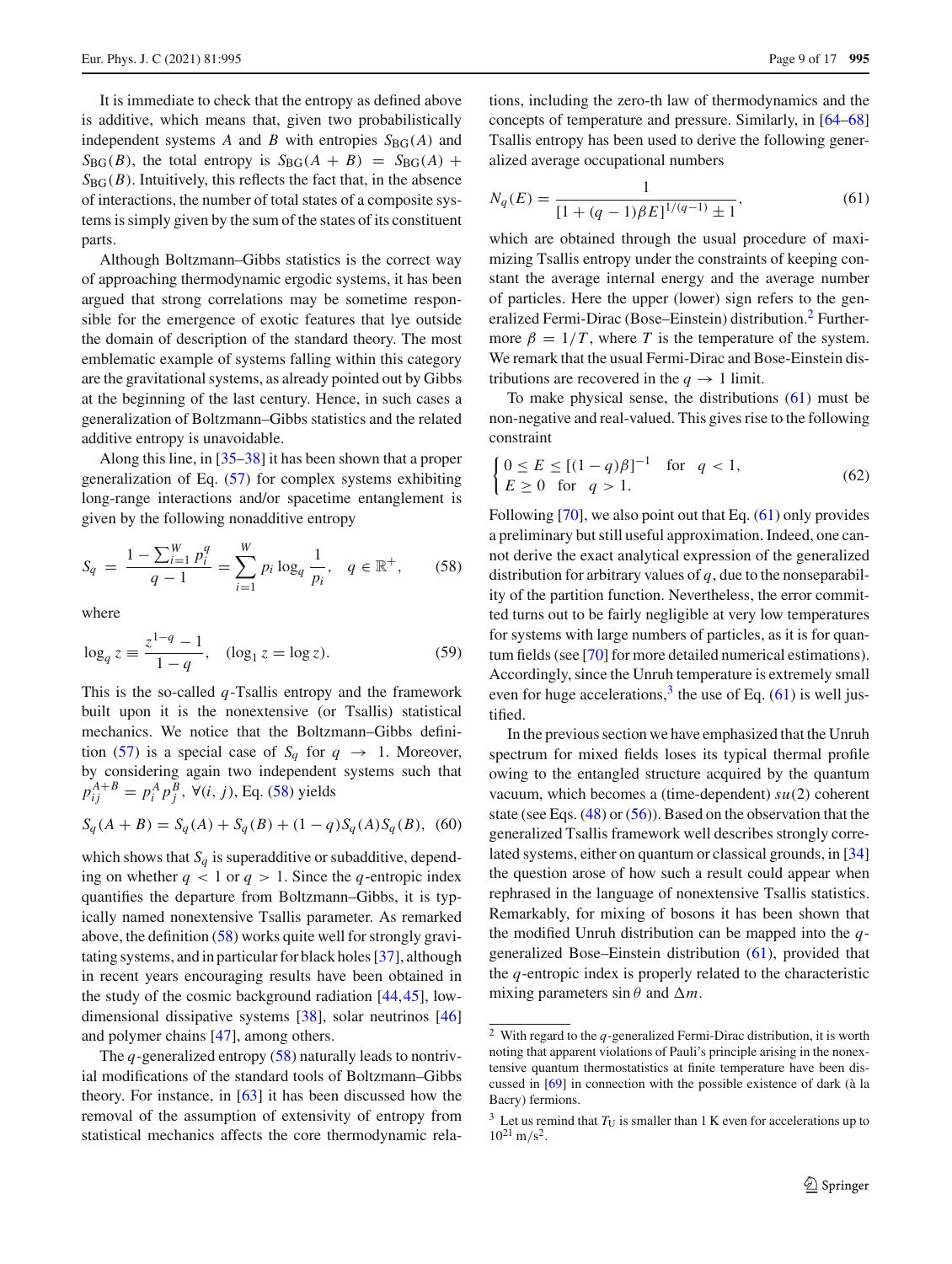It is immediate to check that the entropy as defined above is additive, which means that, given two probabilistically independent systems $A$ and $B$ with entropies $S_{\text{BG}}(A)$ and $S_{\text{BG}}(B)$, the total entropy is $S_{\text{BG}}(A+B) = S_{\text{BG}}(A) + S_{\text{BG}}(B)$. Intuitively, this reflects the fact that, in the absence of interactions, the number of total states of a composite systems is simply given by the sum of the states of its constituent parts.

Although Boltzmann–Gibbs statistics is the correct way of approaching thermodynamic ergodic systems, it has been argued that strong correlations may be sometime responsible for the emergence of exotic features that lye outside the domain of description of the standard theory. The most emblematic example of systems falling within this category are the gravitational systems, as already pointed out by Gibbs at the beginning of the last century. Hence, in such cases a generalization of Boltzmann–Gibbs statistics and the related additive entropy is unavoidable.

Along this line, in [35–38] it has been shown that a proper generalization of Eq. (57) for complex systems exhibiting long-range interactions and/or spacetime entanglement is given by the following nonadditive entropy

$$S_q = \frac{1-\sum_{i=1}^{W} p_i^q}{q-1} = \sum_{i=1}^{W} p_i \log_q \frac{1}{p_i}, \quad q \in \mathbb{R}^+, \tag{58}$$

where

$$\log_q z \equiv \frac{z^{1-q}-1}{1-q}, \quad (\log_1 z = \log z). \tag{59}$$

This is the so-called $q$-Tsallis entropy and the framework built upon it is the nonextensive (or Tsallis) statistical mechanics. We notice that the Boltzmann–Gibbs definition (57) is a special case of $S_q$ for $q \to 1$. Moreover, by considering again two independent systems such that $p_{ij}^{A+B} = p_i^A p_j^B$, $\forall (i,j)$, Eq. (58) yields

$$S_q(A+B) = S_q(A) + S_q(B) + (1-q) S_q(A) S_q(B), \tag{60}$$

which shows that $S_q$ is superadditive or subadditive, depending on whether $q < 1$ or $q > 1$. Since the $q$-entropic index quantifies the departure from Boltzmann–Gibbs, it is typically named nonextensive Tsallis parameter. As remarked above, the definition (58) works quite well for strongly gravitating systems, and in particular for black holes [37], although in recent years encouraging results have been obtained in the study of the cosmic background radiation [44,45], low-dimensional dissipative systems [38], solar neutrinos [46] and polymer chains [47], among others.

The $q$-generalized entropy (58) naturally leads to nontrivial modifications of the standard tools of Boltzmann–Gibbs theory. For instance, in [63] it has been discussed how the removal of the assumption of extensivity of entropy from statistical mechanics affects the core thermodynamic relations, including the zero-th law of thermodynamics and the concepts of temperature and pressure. Similarly, in [64–68] Tsallis entropy has been used to derive the following generalized average occupational numbers

$$N_q(E) = \frac{1}{[1+(q-1)\beta E]^{1/(q-1)} \pm 1}, \tag{61}$$

which are obtained through the usual procedure of maximizing Tsallis entropy under the constraints of keeping constant the average internal energy and the average number of particles. Here the upper (lower) sign refers to the generalized Fermi-Dirac (Bose–Einstein) distribution.[2] Furthermore $\beta = 1/T$, where $T$ is the temperature of the system. We remark that the usual Fermi-Dirac and Bose-Einstein distributions are recovered in the $q \to 1$ limit.

To make physical sense, the distributions (61) must be non-negative and real-valued. This gives rise to the following constraint

$$\begin{cases} 0 \le E \le [(1-q)\beta]^{-1} & \text{for} \quad q < 1, \\ E \ge 0 \quad \text{for} \quad q > 1. \end{cases} \tag{62}$$

Following [70], we also point out that Eq. (61) only provides a preliminary but still useful approximation. Indeed, one cannot derive the exact analytical expression of the generalized distribution for arbitrary values of $q$, due to the nonseparability of the partition function. Nevertheless, the error committed turns out to be fairly negligible at very low temperatures for systems with large numbers of particles, as it is for quantum fields (see [70] for more detailed numerical estimations). Accordingly, since the Unruh temperature is extremely small even for huge accelerations,[3] the use of Eq. (61) is well justified.

In the previous section we have emphasized that the Unruh spectrum for mixed fields loses its typical thermal profile owing to the entangled structure acquired by the quantum vacuum, which becomes a (time-dependent) $su(2)$ coherent state (see Eqs. (48) or (56)). Based on the observation that the generalized Tsallis framework well describes strongly correlated systems, either on quantum or classical grounds, in [34] the question arose of how such a result could appear when rephrased in the language of nonextensive Tsallis statistics. Remarkably, for mixing of bosons it has been shown that the modified Unruh distribution can be mapped into the $q$-generalized Bose–Einstein distribution (61), provided that the $q$-entropic index is properly related to the characteristic mixing parameters $\sin\theta$ and $\Delta m$.

---

[2] With regard to the $q$-generalized Fermi-Dirac distribution, it is worth noting that apparent violations of Pauli's principle arising in the nonextensive quantum thermostatistics at finite temperature have been discussed in [69] in connection with the possible existence of dark (à la Bacry) fermions.

[3] Let us remind that $T_{\text{U}}$ is smaller than 1 K even for accelerations up to $10^{21}$ m/s$^2$.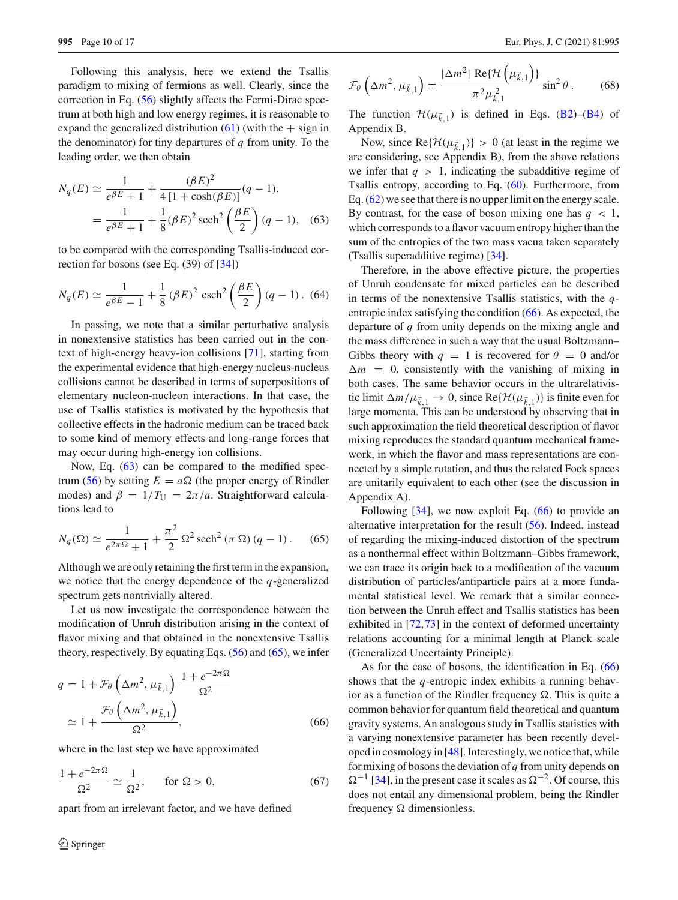Following this analysis, here we extend the Tsallis paradigm to mixing of fermions as well. Clearly, since the correction in Eq. (56) slightly affects the Fermi-Dirac spectrum at both high and low energy regimes, it is reasonable to expand the generalized distribution (61) (with the + sign in the denominator) for tiny departures of $q$ from unity. To the leading order, we then obtain

$$
\begin{aligned}
N_q(E) &\simeq \frac{1}{e^{\beta E}+1} + \frac{(\beta E)^2}{4\left[1+\cosh(\beta E)\right]}(q-1), \\
&= \frac{1}{e^{\beta E}+1} + \frac{1}{8}(\beta E)^2\, \mathrm{sech}^2\left(\frac{\beta E}{2}\right)(q-1), \qquad (63)
\end{aligned}
$$

to be compared with the corresponding Tsallis-induced correction for bosons (see Eq. (39) of [34])

$$
N_q(E) \simeq \frac{1}{e^{\beta E}-1} + \frac{1}{8}(\beta E)^2\, \mathrm{csch}^2\left(\frac{\beta E}{2}\right)(q-1). \qquad (64)
$$

In passing, we note that a similar perturbative analysis in nonextensive statistics has been carried out in the context of high-energy heavy-ion collisions [71], starting from the experimental evidence that high-energy nucleus-nucleus collisions cannot be described in terms of superpositions of elementary nucleon-nucleon interactions. In that case, the use of Tsallis statistics is motivated by the hypothesis that collective effects in the hadronic medium can be traced back to some kind of memory effects and long-range forces that may occur during high-energy ion collisions.

Now, Eq. (63) can be compared to the modified spectrum (56) by setting $E = a\Omega$ (the proper energy of Rindler modes) and $\beta = 1/T_U = 2\pi/a$. Straightforward calculations lead to

$$
N_q(\Omega) \simeq \frac{1}{e^{2\pi\Omega}+1} + \frac{\pi^2}{2}\,\Omega^2\, \mathrm{sech}^2(\pi\,\Omega)\,(q-1). \qquad (65)
$$

Although we are only retaining the first term in the expansion, we notice that the energy dependence of the $q$-generalized spectrum gets nontrivially altered.

Let us now investigate the correspondence between the modification of Unruh distribution arising in the context of flavor mixing and that obtained in the nonextensive Tsallis theory, respectively. By equating Eqs. (56) and (65), we infer

$$
\begin{aligned}
q &= 1 + \mathcal{F}_\theta\left(\Delta m^2, \mu_{\vec{k},1}\right)\, \frac{1+e^{-2\pi\Omega}}{\Omega^2} \\
&\simeq 1 + \frac{\mathcal{F}_\theta\left(\Delta m^2, \mu_{\vec{k},1}\right)}{\Omega^2}, \qquad (66)
\end{aligned}
$$

where in the last step we have approximated

$$
\frac{1+e^{-2\pi\Omega}}{\Omega^2} \simeq \frac{1}{\Omega^2}, \qquad \text{for } \Omega > 0, \qquad (67)
$$

apart from an irrelevant factor, and we have defined

$$
\mathcal{F}_\theta\left(\Delta m^2, \mu_{\vec{k},1}\right) \equiv \frac{|\Delta m^2|\, \mathrm{Re}\{\mathcal{H}\left(\mu_{\vec{k},1}\right)\}}{\pi^2 \mu_{\vec{k},1}^2} \sin^2\theta\,. \qquad (68)
$$

The function $\mathcal{H}(\mu_{\vec{k},1})$ is defined in Eqs. (B2)–(B4) of Appendix B.

Now, since $\mathrm{Re}\{\mathcal{H}(\mu_{\vec{k},1})\} > 0$ (at least in the regime we are considering, see Appendix B), from the above relations we infer that $q > 1$, indicating the subadditive regime of Tsallis entropy, according to Eq. (60). Furthermore, from Eq. (62) we see that there is no upper limit on the energy scale. By contrast, for the case of boson mixing one has $q < 1$, which corresponds to a flavor vacuum entropy higher than the sum of the entropies of the two mass vacua taken separately (Tsallis superadditive regime) [34].

Therefore, in the above effective picture, the properties of Unruh condensate for mixed particles can be described in terms of the nonextensive Tsallis statistics, with the $q$-entropic index satisfying the condition (66). As expected, the departure of $q$ from unity depends on the mixing angle and the mass difference in such a way that the usual Boltzmann–Gibbs theory with $q = 1$ is recovered for $\theta = 0$ and/or $\Delta m = 0$, consistently with the vanishing of mixing in both cases. The same behavior occurs in the ultrarelativistic limit $\Delta m/\mu_{\vec{k},1} \to 0$, since $\mathrm{Re}\{\mathcal{H}(\mu_{\vec{k},1})\}$ is finite even for large momenta. This can be understood by observing that in such approximation the field theoretical description of flavor mixing reproduces the standard quantum mechanical framework, in which the flavor and mass representations are connected by a simple rotation, and thus the related Fock spaces are unitarily equivalent to each other (see the discussion in Appendix A).

Following [34], we now exploit Eq. (66) to provide an alternative interpretation for the result (56). Indeed, instead of regarding the mixing-induced distortion of the spectrum as a nonthermal effect within Boltzmann–Gibbs framework, we can trace its origin back to a modification of the vacuum distribution of particles/antiparticle pairs at a more fundamental statistical level. We remark that a similar connection between the Unruh effect and Tsallis statistics has been exhibited in [72,73] in the context of deformed uncertainty relations accounting for a minimal length at Planck scale (Generalized Uncertainty Principle).

As for the case of bosons, the identification in Eq. (66) shows that the $q$-entropic index exhibits a running behavior as a function of the Rindler frequency $\Omega$. This is quite a common behavior for quantum field theoretical and quantum gravity systems. An analogous study in Tsallis statistics with a varying nonextensive parameter has been recently developed in cosmology in [48]. Interestingly, we notice that, while for mixing of bosons the deviation of $q$ from unity depends on $\Omega^{-1}$ [34], in the present case it scales as $\Omega^{-2}$. Of course, this does not entail any dimensional problem, being the Rindler frequency $\Omega$ dimensionless.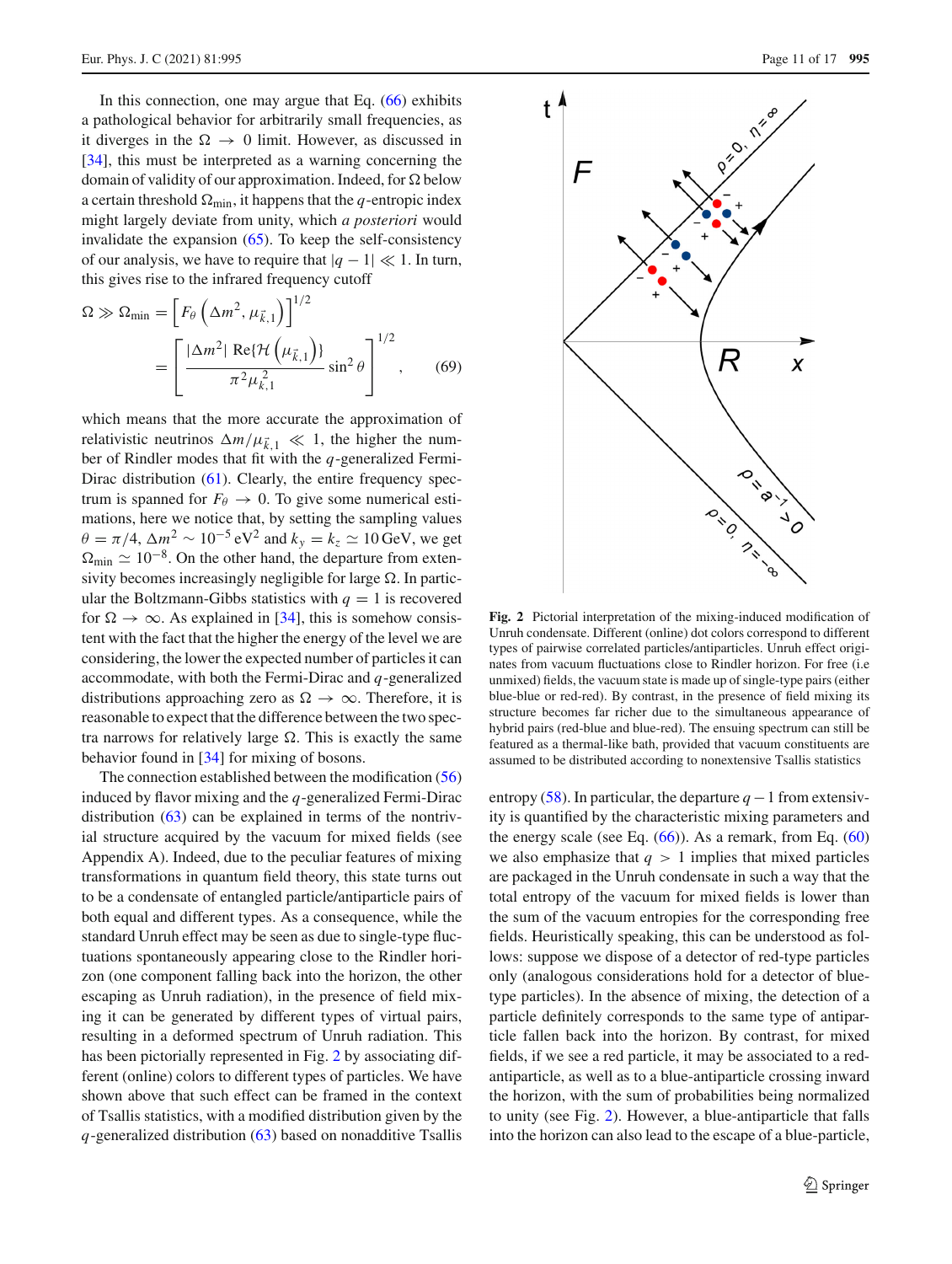In this connection, one may argue that Eq. (66) exhibits a pathological behavior for arbitrarily small frequencies, as it diverges in the $\Omega \to 0$ limit. However, as discussed in [34], this must be interpreted as a warning concerning the domain of validity of our approximation. Indeed, for $\Omega$ below a certain threshold $\Omega_{\min}$, it happens that the $q$-entropic index might largely deviate from unity, which *a posteriori* would invalidate the expansion (65). To keep the self-consistency of our analysis, we have to require that $|q-1| \ll 1$. In turn, this gives rise to the infrared frequency cutoff

$$\Omega \gg \Omega_{\min} = \left[F_\theta\left(\Delta m^2, \mu_{\vec{k},1}\right)\right]^{1/2} = \left[\frac{|\Delta m^2|\ \mathrm{Re}\{\mathcal{H}\left(\mu_{\vec{k},1}\right)\}}{\pi^2 \mu_{\vec{k},1}^2}\sin^2\theta\right]^{1/2}, \tag{69}$$

which means that the more accurate the approximation of relativistic neutrinos $\Delta m/\mu_{\vec{k},1} \ll 1$, the higher the number of Rindler modes that fit with the $q$-generalized Fermi-Dirac distribution (61). Clearly, the entire frequency spectrum is spanned for $F_\theta \to 0$. To give some numerical estimations, here we notice that, by setting the sampling values $\theta = \pi/4$, $\Delta m^2 \sim 10^{-5}\,\mathrm{eV}^2$ and $k_y = k_z \simeq 10\,\mathrm{GeV}$, we get $\Omega_{\min} \simeq 10^{-8}$. On the other hand, the departure from extensivity becomes increasingly negligible for large $\Omega$. In particular the Boltzmann-Gibbs statistics with $q = 1$ is recovered for $\Omega \to \infty$. As explained in [34], this is somehow consistent with the fact that the higher the energy of the level we are considering, the lower the expected number of particles it can accommodate, with both the Fermi-Dirac and $q$-generalized distributions approaching zero as $\Omega \to \infty$. Therefore, it is reasonable to expect that the difference between the two spectra narrows for relatively large $\Omega$. This is exactly the same behavior found in [34] for mixing of bosons.

The connection established between the modification (56) induced by flavor mixing and the $q$-generalized Fermi-Dirac distribution (63) can be explained in terms of the nontrivial structure acquired by the vacuum for mixed fields (see Appendix A). Indeed, due to the peculiar features of mixing transformations in quantum field theory, this state turns out to be a condensate of entangled particle/antiparticle pairs of both equal and different types. As a consequence, while the standard Unruh effect may be seen as due to single-type fluctuations spontaneously appearing close to the Rindler horizon (one component falling back into the horizon, the other escaping as Unruh radiation), in the presence of field mixing it can be generated by different types of virtual pairs, resulting in a deformed spectrum of Unruh radiation. This has been pictorially represented in Fig. 2 by associating different (online) colors to different types of particles. We have shown above that such effect can be framed in the context of Tsallis statistics, with a modified distribution given by the $q$-generalized distribution (63) based on nonadditive Tsallis entropy (58). In particular, the departure $q-1$ from extensivity is quantified by the characteristic mixing parameters and the energy scale (see Eq. (66)). As a remark, from Eq. (60) we also emphasize that $q > 1$ implies that mixed particles are packaged in the Unruh condensate in such a way that the total entropy of the vacuum for mixed fields is lower than the sum of the vacuum entropies for the corresponding free fields. Heuristically speaking, this can be understood as follows: suppose we dispose of a detector of red-type particles only (analogous considerations hold for a detector of blue-type particles). In the absence of mixing, the detection of a particle definitely corresponds to the same type of antiparticle fallen back into the horizon. By contrast, for mixed fields, if we see a red particle, it may be associated to a red-antiparticle, as well as to a blue-antiparticle crossing inward the horizon, with the sum of probabilities being normalized to unity (see Fig. 2). However, a blue-antiparticle that falls into the horizon can also lead to the escape of a blue-particle,

**Fig. 2** Pictorial interpretation of the mixing-induced modification of Unruh condensate. Different (online) dot colors correspond to different types of pairwise correlated particles/antiparticles. Unruh effect originates from vacuum fluctuations close to Rindler horizon. For free (i.e unmixed) fields, the vacuum state is made up of single-type pairs (either blue-blue or red-red). By contrast, in the presence of field mixing its structure becomes far richer due to the simultaneous appearance of hybrid pairs (red-blue and blue-red). The ensuing spectrum can still be featured as a thermal-like bath, provided that vacuum constituents are assumed to be distributed according to nonextensive Tsallis statistics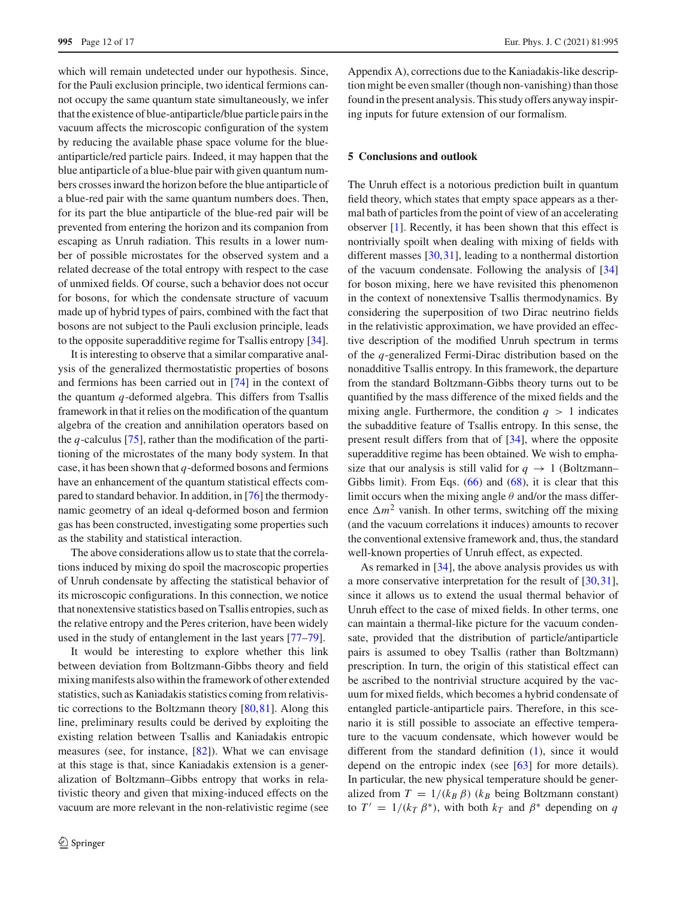which will remain undetected under our hypothesis. Since, for the Pauli exclusion principle, two identical fermions cannot occupy the same quantum state simultaneously, we infer that the existence of blue-antiparticle/blue particle pairs in the vacuum affects the microscopic configuration of the system by reducing the available phase space volume for the blue-antiparticle/red particle pairs. Indeed, it may happen that the blue antiparticle of a blue-blue pair with given quantum numbers crosses inward the horizon before the blue antiparticle of a blue-red pair with the same quantum numbers does. Then, for its part the blue antiparticle of the blue-red pair will be prevented from entering the horizon and its companion from escaping as Unruh radiation. This results in a lower number of possible microstates for the observed system and a related decrease of the total entropy with respect to the case of unmixed fields. Of course, such a behavior does not occur for bosons, for which the condensate structure of vacuum made up of hybrid types of pairs, combined with the fact that bosons are not subject to the Pauli exclusion principle, leads to the opposite superadditive regime for Tsallis entropy [34].

It is interesting to observe that a similar comparative analysis of the generalized thermostatistic properties of bosons and fermions has been carried out in [74] in the context of the quantum $q$-deformed algebra. This differs from Tsallis framework in that it relies on the modification of the quantum algebra of the creation and annihilation operators based on the $q$-calculus [75], rather than the modification of the partitioning of the microstates of the many body system. In that case, it has been shown that $q$-deformed bosons and fermions have an enhancement of the quantum statistical effects compared to standard behavior. In addition, in [76] the thermodynamic geometry of an ideal q-deformed boson and fermion gas has been constructed, investigating some properties such as the stability and statistical interaction.

The above considerations allow us to state that the correlations induced by mixing do spoil the macroscopic properties of Unruh condensate by affecting the statistical behavior of its microscopic configurations. In this connection, we notice that nonextensive statistics based on Tsallis entropies, such as the relative entropy and the Peres criterion, have been widely used in the study of entanglement in the last years [77–79].

It would be interesting to explore whether this link between deviation from Boltzmann-Gibbs theory and field mixing manifests also within the framework of other extended statistics, such as Kaniadakis statistics coming from relativistic corrections to the Boltzmann theory [80,81]. Along this line, preliminary results could be derived by exploiting the existing relation between Tsallis and Kaniadakis entropic measures (see, for instance, [82]). What we can envisage at this stage is that, since Kaniadakis extension is a generalization of Boltzmann–Gibbs entropy that works in relativistic theory and given that mixing-induced effects on the vacuum are more relevant in the non-relativistic regime (see Appendix A), corrections due to the Kaniadakis-like description might be even smaller (though non-vanishing) than those found in the present analysis. This study offers anyway inspiring inputs for future extension of our formalism.

## 5 Conclusions and outlook

The Unruh effect is a notorious prediction built in quantum field theory, which states that empty space appears as a thermal bath of particles from the point of view of an accelerating observer [1]. Recently, it has been shown that this effect is nontrivially spoilt when dealing with mixing of fields with different masses [30,31], leading to a nonthermal distortion of the vacuum condensate. Following the analysis of [34] for boson mixing, here we have revisited this phenomenon in the context of nonextensive Tsallis thermodynamics. By considering the superposition of two Dirac neutrino fields in the relativistic approximation, we have provided an effective description of the modified Unruh spectrum in terms of the $q$-generalized Fermi-Dirac distribution based on the nonadditive Tsallis entropy. In this framework, the departure from the standard Boltzmann-Gibbs theory turns out to be quantified by the mass difference of the mixed fields and the mixing angle. Furthermore, the condition $q > 1$ indicates the subadditive feature of Tsallis entropy. In this sense, the present result differs from that of [34], where the opposite superadditive regime has been obtained. We wish to emphasize that our analysis is still valid for $q \to 1$ (Boltzmann–Gibbs limit). From Eqs. (66) and (68), it is clear that this limit occurs when the mixing angle $\theta$ and/or the mass difference $\Delta m^2$ vanish. In other terms, switching off the mixing (and the vacuum correlations it induces) amounts to recover the conventional extensive framework and, thus, the standard well-known properties of Unruh effect, as expected.

As remarked in [34], the above analysis provides us with a more conservative interpretation for the result of [30,31], since it allows us to extend the usual thermal behavior of Unruh effect to the case of mixed fields. In other terms, one can maintain a thermal-like picture for the vacuum condensate, provided that the distribution of particle/antiparticle pairs is assumed to obey Tsallis (rather than Boltzmann) prescription. In turn, the origin of this statistical effect can be ascribed to the nontrivial structure acquired by the vacuum for mixed fields, which becomes a hybrid condensate of entangled particle-antiparticle pairs. Therefore, in this scenario it is still possible to associate an effective temperature to the vacuum condensate, which however would be different from the standard definition (1), since it would depend on the entropic index (see [63] for more details). In particular, the new physical temperature should be generalized from $T = 1/(k_B\,\beta)$ ($k_B$ being Boltzmann constant) to $T' = 1/(k_T\,\beta^*)$, with both $k_T$ and $\beta^*$ depending on $q$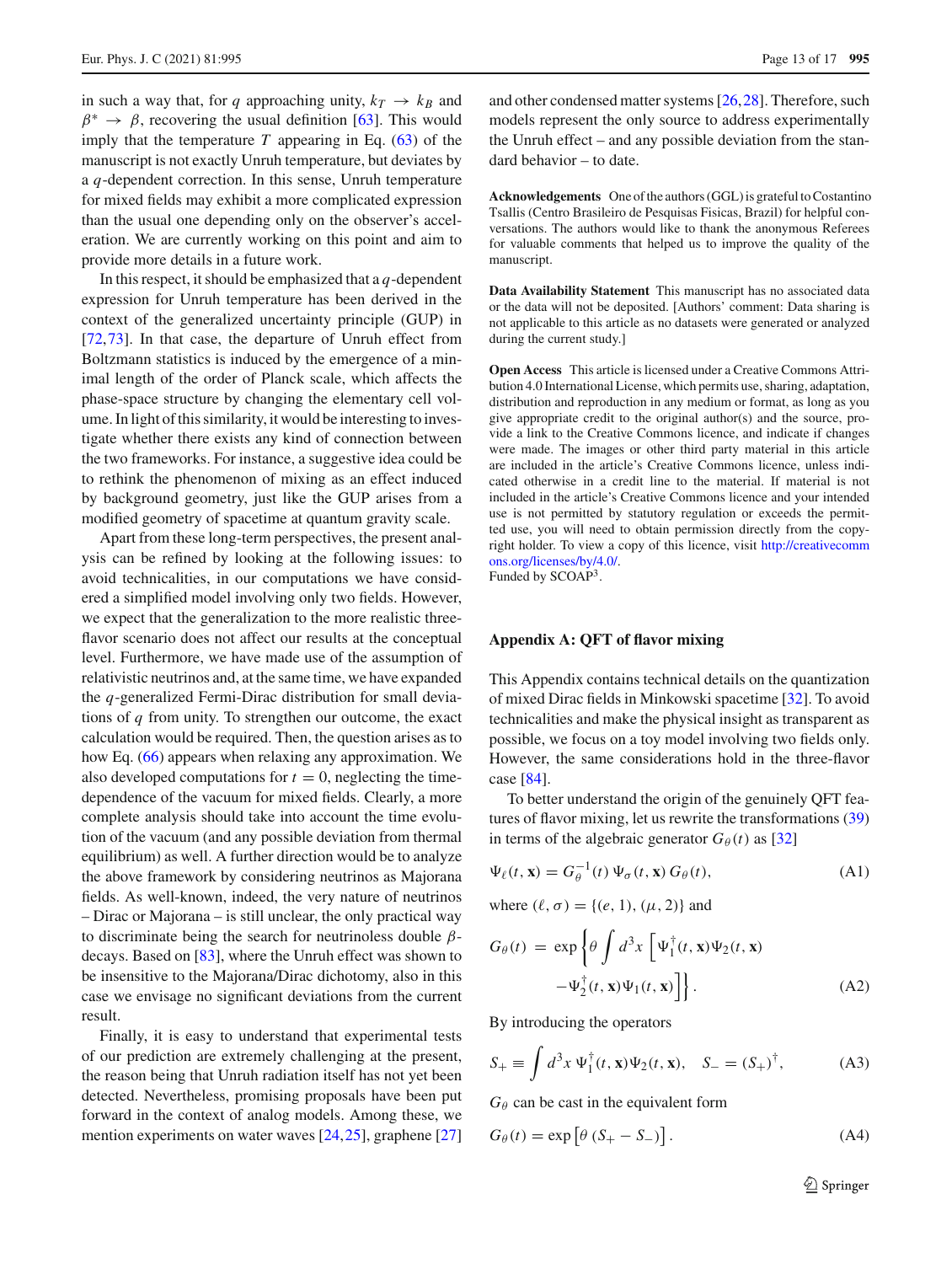in such a way that, for $q$ approaching unity, $k_T \to k_B$ and $\beta^* \to \beta$, recovering the usual definition [63]. This would imply that the temperature $T$ appearing in Eq. (63) of the manuscript is not exactly Unruh temperature, but deviates by a $q$-dependent correction. In this sense, Unruh temperature for mixed fields may exhibit a more complicated expression than the usual one depending only on the observer's acceleration. We are currently working on this point and aim to provide more details in a future work.

In this respect, it should be emphasized that a $q$-dependent expression for Unruh temperature has been derived in the context of the generalized uncertainty principle (GUP) in [72,73]. In that case, the departure of Unruh effect from Boltzmann statistics is induced by the emergence of a minimal length of the order of Planck scale, which affects the phase-space structure by changing the elementary cell volume. In light of this similarity, it would be interesting to investigate whether there exists any kind of connection between the two frameworks. For instance, a suggestive idea could be to rethink the phenomenon of mixing as an effect induced by background geometry, just like the GUP arises from a modified geometry of spacetime at quantum gravity scale.

Apart from these long-term perspectives, the present analysis can be refined by looking at the following issues: to avoid technicalities, in our computations we have considered a simplified model involving only two fields. However, we expect that the generalization to the more realistic three-flavor scenario does not affect our results at the conceptual level. Furthermore, we have made use of the assumption of relativistic neutrinos and, at the same time, we have expanded the $q$-generalized Fermi-Dirac distribution for small deviations of $q$ from unity. To strengthen our outcome, the exact calculation would be required. Then, the question arises as to how Eq. (66) appears when relaxing any approximation. We also developed computations for $t = 0$, neglecting the time-dependence of the vacuum for mixed fields. Clearly, a more complete analysis should take into account the time evolution of the vacuum (and any possible deviation from thermal equilibrium) as well. A further direction would be to analyze the above framework by considering neutrinos as Majorana fields. As well-known, indeed, the very nature of neutrinos – Dirac or Majorana – is still unclear, the only practical way to discriminate being the search for neutrinoless double $\beta$-decays. Based on [83], where the Unruh effect was shown to be insensitive to the Majorana/Dirac dichotomy, also in this case we envisage no significant deviations from the current result.

Finally, it is easy to understand that experimental tests of our prediction are extremely challenging at the present, the reason being that Unruh radiation itself has not yet been detected. Nevertheless, promising proposals have been put forward in the context of analog models. Among these, we mention experiments on water waves [24,25], graphene [27] and other condensed matter systems [26,28]. Therefore, such models represent the only source to address experimentally the Unruh effect – and any possible deviation from the standard behavior – to date.

**Acknowledgements** One of the authors (GGL) is grateful to Costantino Tsallis (Centro Brasileiro de Pesquisas Fisicas, Brazil) for helpful conversations. The authors would like to thank the anonymous Referees for valuable comments that helped us to improve the quality of the manuscript.

**Data Availability Statement** This manuscript has no associated data or the data will not be deposited. [Authors' comment: Data sharing is not applicable to this article as no datasets were generated or analyzed during the current study.]

**Open Access** This article is licensed under a Creative Commons Attribution 4.0 International License, which permits use, sharing, adaptation, distribution and reproduction in any medium or format, as long as you give appropriate credit to the original author(s) and the source, provide a link to the Creative Commons licence, and indicate if changes were made. The images or other third party material in this article are included in the article's Creative Commons licence, unless indicated otherwise in a credit line to the material. If material is not included in the article's Creative Commons licence and your intended use is not permitted by statutory regulation or exceeds the permitted use, you will need to obtain permission directly from the copyright holder. To view a copy of this licence, visit http://creativecommons.org/licenses/by/4.0/.
Funded by SCOAP[3].

## Appendix A: QFT of flavor mixing

This Appendix contains technical details on the quantization of mixed Dirac fields in Minkowski spacetime [32]. To avoid technicalities and make the physical insight as transparent as possible, we focus on a toy model involving two fields only. However, the same considerations hold in the three-flavor case [84].

To better understand the origin of the genuinely QFT features of flavor mixing, let us rewrite the transformations (39) in terms of the algebraic generator $G_\theta(t)$ as [32]

$$\Psi_\ell(t, \mathbf{x}) = G_\theta^{-1}(t)\, \Psi_\sigma(t, \mathbf{x})\, G_\theta(t), \tag{A1}$$

where $(\ell, \sigma) = \{(e, 1), (\mu, 2)\}$ and

$$G_\theta(t) = \exp\left\{\theta \int d^3x \left[\Psi_1^\dagger(t, \mathbf{x})\Psi_2(t, \mathbf{x}) - \Psi_2^\dagger(t, \mathbf{x})\Psi_1(t, \mathbf{x})\right]\right\}. \tag{A2}$$

By introducing the operators

$$S_+ \equiv \int d^3x\, \Psi_1^\dagger(t, \mathbf{x})\Psi_2(t, \mathbf{x}), \quad S_- = (S_+)^\dagger, \tag{A3}$$

$G_\theta$ can be cast in the equivalent form

$$G_\theta(t) = \exp\left[\theta\,(S_+ - S_-)\right]. \tag{A4}$$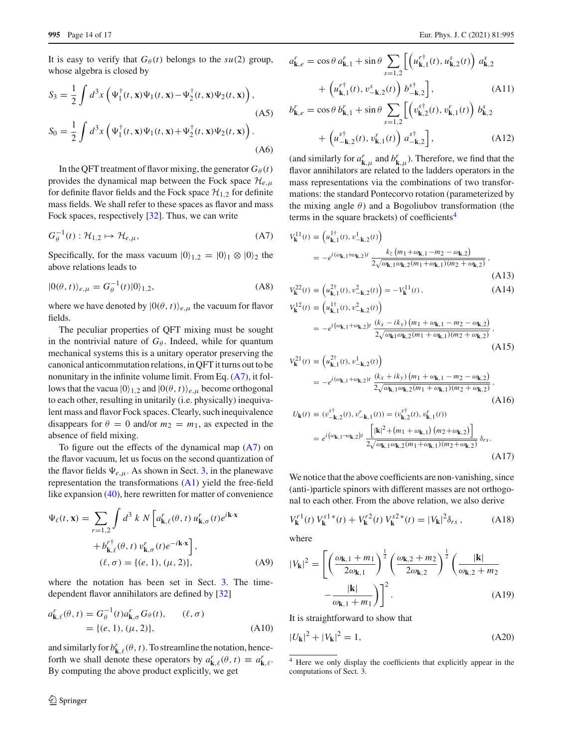It is easy to verify that $G_\theta(t)$ belongs to the $su(2)$ group, whose algebra is closed by

$$S_3 = \frac{1}{2}\int d^3x \left(\Psi_1^\dagger(t,\mathbf{x})\Psi_1(t,\mathbf{x}) - \Psi_2^\dagger(t,\mathbf{x})\Psi_2(t,\mathbf{x})\right), \tag{A5}$$

$$S_0 = \frac{1}{2}\int d^3x \left(\Psi_1^\dagger(t,\mathbf{x})\Psi_1(t,\mathbf{x}) + \Psi_2^\dagger(t,\mathbf{x})\Psi_2(t,\mathbf{x})\right). \tag{A6}$$

In the QFT treatment of flavor mixing, the generator $G_\theta(t)$ provides the dynamical map between the Fock space $\mathcal{H}_{e,\mu}$ for definite flavor fields and the Fock space $\mathcal{H}_{1,2}$ for definite mass fields. We shall refer to these spaces as flavor and mass Fock spaces, respectively [32]. Thus, we can write

$$G_\theta^{-1}(t) : \mathcal{H}_{1,2} \mapsto \mathcal{H}_{e,\mu}, \tag{A7}$$

Specifically, for the mass vacuum $|0\rangle_{1,2} = |0\rangle_1 \otimes |0\rangle_2$ the above relations leads to

$$|0(\theta,t)\rangle_{e,\mu} = G_\theta^{-1}(t)|0\rangle_{1,2}, \tag{A8}$$

where we have denoted by $|0(\theta,t)\rangle_{e,\mu}$ the vacuum for flavor fields.

The peculiar properties of QFT mixing must be sought in the nontrivial nature of $G_\theta$. Indeed, while for quantum mechanical systems this is a unitary operator preserving the canonical anticommutation relations, in QFT it turns out to be nonunitary in the infinite volume limit. From Eq. (A7), it follows that the vacua $|0\rangle_{1,2}$ and $|0(\theta,t)\rangle_{e,\mu}$ become orthogonal to each other, resulting in unitarily (i.e. physically) inequivalent mass and flavor Fock spaces. Clearly, such inequivalence disappears for $\theta = 0$ and/or $m_2 = m_1$, as expected in the absence of field mixing.

To figure out the effects of the dynamical map (A7) on the flavor vacuum, let us focus on the second quantization of the flavor fields $\Psi_{e,\mu}$. As shown in Sect. 3, in the planewave representation the transformations (A1) yield the free-field like expansion (40), here rewritten for matter of convenience

$$\Psi_\ell(t,\mathbf{x}) = \sum_{r=1,2}\int d^3\,k\; N\Big[a^r_{\mathbf{k},\ell}(\theta,t)\,u^r_{\mathbf{k},\sigma}(t)e^{i\mathbf{k}\cdot\mathbf{x}} + b^{r\dagger}_{\mathbf{k},\ell}(\theta,t)\,v^r_{\mathbf{k},\sigma}(t)e^{-i\mathbf{k}\cdot\mathbf{x}}\Big],$$
$$(\ell,\sigma) = \{(e,1),(\mu,2)\}, \tag{A9}$$

where the notation has been set in Sect. 3. The time-dependent flavor annihilators are defined by [32]

$$a^r_{\mathbf{k},\ell}(\theta,t) = G_\theta^{-1}(t)a^r_{\mathbf{k},\sigma}G_\theta(t), \qquad (\ell,\sigma) = \{(e,1),(\mu,2)\}, \tag{A10}$$

and similarly for $b^r_{\mathbf{k},\ell}(\theta,t)$. To streamline the notation, henceforth we shall denote these operators by $a^r_{\mathbf{k},\ell}(\theta,t) \equiv a^r_{\mathbf{k},\ell}$. By computing the above product explicitly, we get

$$a^r_{\mathbf{k},e} = \cos\theta\, a^r_{\mathbf{k},1} + \sin\theta \sum_{s=1,2}\Big[\Big(u^{r\dagger}_{\mathbf{k},1}(t), u^s_{\mathbf{k},2}(t)\Big)\, a^s_{\mathbf{k},2} + \Big(u^{r\dagger}_{\mathbf{k},1}(t), v^s_{-\mathbf{k},2}(t)\Big)\, b^{s\dagger}_{-\mathbf{k},2}\Big], \tag{A11}$$

$$b^r_{\mathbf{k},e} = \cos\theta\, b^r_{\mathbf{k},1} + \sin\theta \sum_{s=1,2}\Big[\Big(v^{s\dagger}_{\mathbf{k},2}(t), v^r_{\mathbf{k},1}(t)\Big)\, b^s_{\mathbf{k},2} + \Big(u^{s\dagger}_{-\mathbf{k},2}(t), v^r_{\mathbf{k},1}(t)\Big)\, a^{s\dagger}_{-\mathbf{k},2}\Big], \tag{A12}$$

(and similarly for $a^r_{\mathbf{k},\mu}$ and $b^r_{\mathbf{k},\mu}$). Therefore, we find that the flavor annihilators are related to the ladders operators in the mass representations via the combinations of two transformations: the standard Pontecorvo rotation (parameterized by the mixing angle $\theta$) and a Bogoliubov transformation (the terms in the square brackets) of coefficients[4]

$$V^{11}_{\mathbf{k}}(t) \equiv \Big(u^{1\dagger}_{\mathbf{k},1}(t), v^1_{-\mathbf{k},2}(t)\Big) = -e^{i(\omega_{\mathbf{k},1}+\omega_{\mathbf{k},2})t}\,\frac{k_z\,(m_1+\omega_{\mathbf{k},1}-m_2-\omega_{\mathbf{k},2})}{2\sqrt{\omega_{\mathbf{k},1}\omega_{\mathbf{k},2}(m_1+\omega_{\mathbf{k},1})(m_2+\omega_{\mathbf{k},2})}}, \tag{A13}$$

$$V^{22}_{\mathbf{k}}(t) \equiv \Big(u^{2\dagger}_{\mathbf{k},1}(t), v^2_{-\mathbf{k},2}(t)\Big) = -V^{11}_{\mathbf{k}}(t), \tag{A14}$$

$$V^{12}_{\mathbf{k}}(t) \equiv \Big(u^{1\dagger}_{\mathbf{k},1}(t), v^2_{-\mathbf{k},2}(t)\Big) = -e^{i(\omega_{\mathbf{k},1}+\omega_{\mathbf{k},2})t}\,\frac{(k_x-ik_y)\,(m_1+\omega_{\mathbf{k},1}-m_2-\omega_{\mathbf{k},2})}{2\sqrt{\omega_{\mathbf{k}1}\omega_{\mathbf{k},2}(m_1+\omega_{\mathbf{k},1})(m_2+\omega_{\mathbf{k},2})}}, \tag{A15}$$

$$V^{21}_{\mathbf{k}}(t) \equiv \Big(u^{2\dagger}_{\mathbf{k},1}(t), v^1_{-\mathbf{k},2}(t)\Big) = -e^{i(\omega_{\mathbf{k},1}+\omega_{\mathbf{k},2})t}\,\frac{(k_x+ik_y)\,(m_1+\omega_{\mathbf{k},1}-m_2-\omega_{\mathbf{k},2})}{2\sqrt{\omega_{\mathbf{k},1}\omega_{\mathbf{k},2}(m_1+\omega_{\mathbf{k},1})(m_2+\omega_{\mathbf{k},2})}}, \tag{A16}$$

$$U_{\mathbf{k}}(t) \equiv (v^{s\dagger}_{-\mathbf{k},2}(t), v^r_{-\mathbf{k},1}(t)) = (v^{s\dagger}_{\mathbf{k},2}(t), v^r_{\mathbf{k},1}(t)) = e^{i(\omega_{\mathbf{k},1}-\omega_{\mathbf{k},2})t}\,\frac{\big[|\mathbf{k}|^2+(m_1+\omega_{\mathbf{k},1})\,(m_2+\omega_{\mathbf{k},2})\big]}{2\sqrt{\omega_{\mathbf{k},1}\omega_{\mathbf{k},2}(m_1+\omega_{\mathbf{k},1})(m_2+\omega_{\mathbf{k},2})}}\,\delta_{rs}. \tag{A17}$$

We notice that the above coefficients are non-vanishing, since (anti-)particle spinors with different masses are not orthogonal to each other. From the above relation, we also derive

$$V^{r1}_{\mathbf{k}}(t)\,V^{s1\,*}_{\mathbf{k}}(t) + V^{r2}_{\mathbf{k}}(t)\,V^{s2\,*}_{\mathbf{k}}(t) = |V_{\mathbf{k}}|^2\delta_{rs}, \tag{A18}$$

where

$$|V_{\mathbf{k}}|^2 = \left[\left(\frac{\omega_{\mathbf{k},1}+m_1}{2\omega_{\mathbf{k},1}}\right)^{\frac{1}{2}}\left(\frac{\omega_{\mathbf{k},2}+m_2}{2\omega_{\mathbf{k},2}}\right)^{\frac{1}{2}}\left(\frac{|\mathbf{k}|}{\omega_{\mathbf{k},2}+m_2} - \frac{|\mathbf{k}|}{\omega_{\mathbf{k},1}+m_1}\right)\right]^2. \tag{A19}$$

It is straightforward to show that

$$|U_{\mathbf{k}}|^2 + |V_{\mathbf{k}}|^2 = 1, \tag{A20}$$

---

[4] Here we only display the coefficients that explicitly appear in the computations of Sect. 3.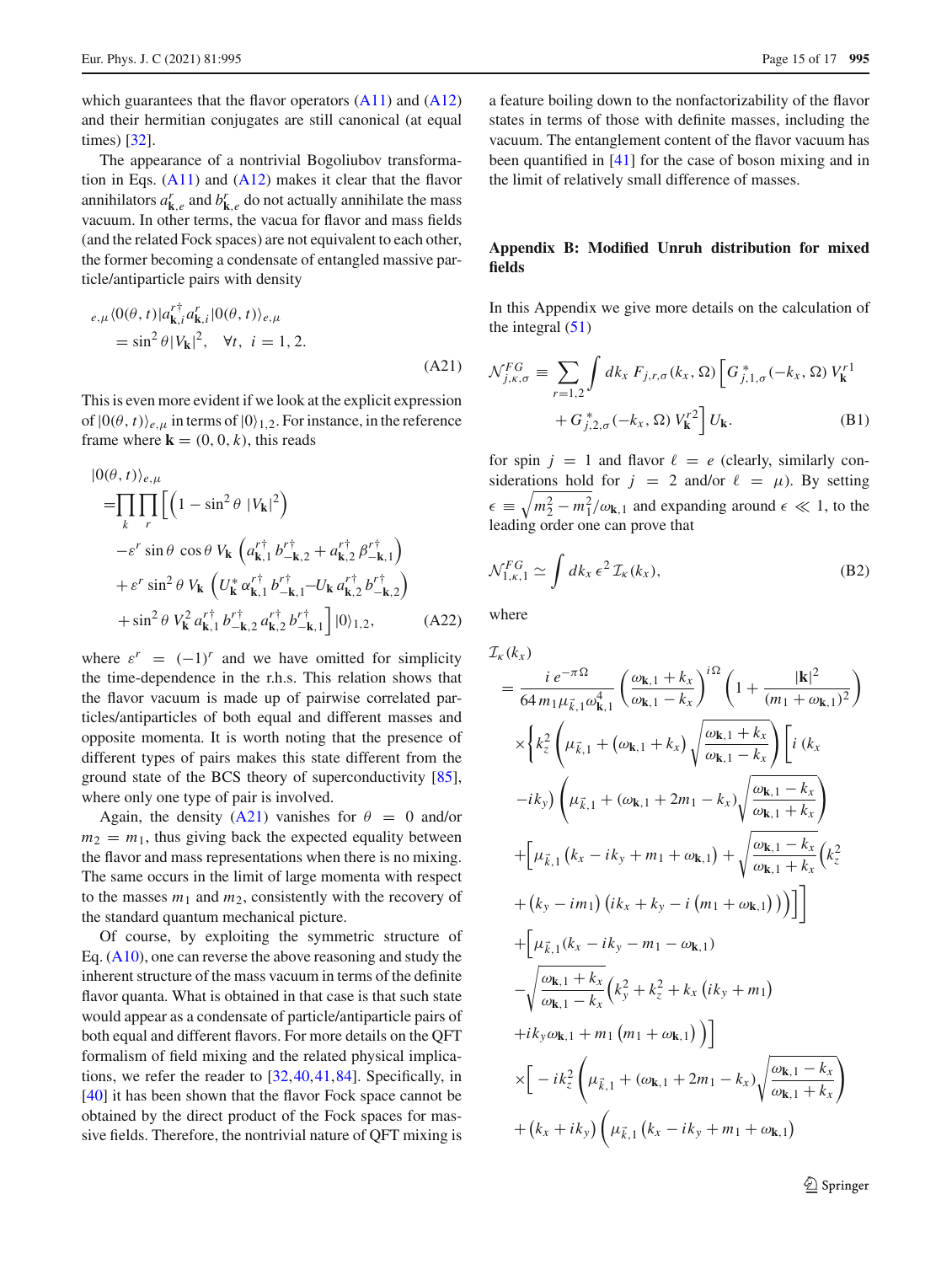which guarantees that the flavor operators (A11) and (A12) and their hermitian conjugates are still canonical (at equal times) [32].

The appearance of a nontrivial Bogoliubov transformation in Eqs. (A11) and (A12) makes it clear that the flavor annihilators $a^r_{\mathbf{k},e}$ and $b^r_{\mathbf{k},e}$ do not actually annihilate the mass vacuum. In other terms, the vacua for flavor and mass fields (and the related Fock spaces) are not equivalent to each other, the former becoming a condensate of entangled massive particle/antiparticle pairs with density

$$
{}_{e,\mu}\langle 0(\theta,t)|a^{r\dagger}_{\mathbf{k},i}a^{r}_{\mathbf{k},i}|0(\theta,t)\rangle_{e,\mu} = \sin^2\theta\,|V_{\mathbf{k}}|^2, \quad \forall t,\ i=1,2. \tag{A21}
$$

This is even more evident if we look at the explicit expression of $|0(\theta,t)\rangle_{e,\mu}$ in terms of $|0\rangle_{1,2}$. For instance, in the reference frame where $\mathbf{k}=(0,0,k)$, this reads

$$
\begin{aligned}
|0(\theta,t)\rangle_{e,\mu} =& \prod_k\prod_r\Big[\Big(1-\sin^2\theta\,|V_{\mathbf{k}}|^2\Big)\\
&-\varepsilon^r\sin\theta\cos\theta\,V_{\mathbf{k}}\Big(a^{r\dagger}_{\mathbf{k},1}b^{r\dagger}_{-\mathbf{k},2}+a^{r\dagger}_{\mathbf{k},2}\beta^{r\dagger}_{-\mathbf{k},1}\Big)\\
&+\varepsilon^r\sin^2\theta\,V_{\mathbf{k}}\Big(U^*_{\mathbf{k}}\alpha^{r\dagger}_{\mathbf{k},1}b^{r\dagger}_{-\mathbf{k},1}-U_{\mathbf{k}}a^{r\dagger}_{\mathbf{k},2}b^{r\dagger}_{-\mathbf{k},2}\Big)\\
&+\sin^2\theta\,V^2_{\mathbf{k}}\,a^{r\dagger}_{\mathbf{k},1}b^{r\dagger}_{-\mathbf{k},2}a^{r\dagger}_{\mathbf{k},2}b^{r\dagger}_{-\mathbf{k},1}\Big]|0\rangle_{1,2},
\end{aligned} \tag{A22}
$$

where $\varepsilon^r=(-1)^r$ and we have omitted for simplicity the time-dependence in the r.h.s. This relation shows that the flavor vacuum is made up of pairwise correlated particles/antiparticles of both equal and different masses and opposite momenta. It is worth noting that the presence of different types of pairs makes this state different from the ground state of the BCS theory of superconductivity [85], where only one type of pair is involved.

Again, the density (A21) vanishes for $\theta=0$ and/or $m_2=m_1$, thus giving back the expected equality between the flavor and mass representations when there is no mixing. The same occurs in the limit of large momenta with respect to the masses $m_1$ and $m_2$, consistently with the recovery of the standard quantum mechanical picture.

Of course, by exploiting the symmetric structure of Eq. (A10), one can reverse the above reasoning and study the inherent structure of the mass vacuum in terms of the definite flavor quanta. What is obtained in that case is that such state would appear as a condensate of particle/antiparticle pairs of both equal and different flavors. For more details on the QFT formalism of field mixing and the related physical implications, we refer the reader to [32,40,41,84]. Specifically, in [40] it has been shown that the flavor Fock space cannot be obtained by the direct product of the Fock spaces for massive fields. Therefore, the nontrivial nature of QFT mixing is a feature boiling down to the nonfactorizability of the flavor states in terms of those with definite masses, including the vacuum. The entanglement content of the flavor vacuum has been quantified in [41] for the case of boson mixing and in the limit of relatively small difference of masses.

## Appendix B: Modified Unruh distribution for mixed fields

In this Appendix we give more details on the calculation of the integral (51)

$$
\mathcal{N}^{FG}_{j,\kappa,\sigma} \equiv \sum_{r=1,2}\int dk_x\,F_{j,r,\sigma}(k_x,\Omega)\Big[G^*_{j,1,\sigma}(-k_x,\Omega)\,V^{r1}_{\mathbf{k}} + G^*_{j,2,\sigma}(-k_x,\Omega)\,V^{r2}_{\mathbf{k}}\Big]U_{\mathbf{k}}. \tag{B1}
$$

for spin $j=1$ and flavor $\ell=e$ (clearly, similarly considerations hold for $j=2$ and/or $\ell=\mu$). By setting $\epsilon\equiv\sqrt{m_2^2-m_1^2}/\omega_{\mathbf{k},1}$ and expanding around $\epsilon\ll 1$, to the leading order one can prove that

$$
\mathcal{N}^{FG}_{1,\kappa,1} \simeq \int dk_x\,\epsilon^2\,\mathcal{I}_\kappa(k_x), \tag{B2}
$$

where

$$
\begin{aligned}
\mathcal{I}_\kappa(k_x) =& \frac{i\,e^{-\pi\Omega}}{64\,m_1\mu_{\vec{k},1}\omega^4_{\mathbf{k},1}}\left(\frac{\omega_{\mathbf{k},1}+k_x}{\omega_{\mathbf{k},1}-k_x}\right)^{i\Omega}\left(1+\frac{|\mathbf{k}|^2}{(m_1+\omega_{\mathbf{k},1})^2}\right)\\
&\times\Bigg\{k_z^2\left(\mu_{\vec{k},1}+(\omega_{\mathbf{k},1}+k_x)\sqrt{\frac{\omega_{\mathbf{k},1}+k_x}{\omega_{\mathbf{k},1}-k_x}}\right)\Bigg[i\,(k_x\\
&-ik_y)\left(\mu_{\vec{k},1}+(\omega_{\mathbf{k},1}+2m_1-k_x)\sqrt{\frac{\omega_{\mathbf{k},1}-k_x}{\omega_{\mathbf{k},1}+k_x}}\right)\\
&+\Bigg[\mu_{\vec{k},1}\left(k_x-ik_y+m_1+\omega_{\mathbf{k},1}\right)+\sqrt{\frac{\omega_{\mathbf{k},1}-k_x}{\omega_{\mathbf{k},1}+k_x}}\Big(k_z^2\\
&+(k_y-im_1)\left(ik_x+k_y-i\left(m_1+\omega_{\mathbf{k},1}\right)\right)\Big)\Bigg]\Bigg]\\
&+\Bigg[\mu_{\vec{k},1}(k_x-ik_y-m_1-\omega_{\mathbf{k},1})\\
&-\sqrt{\frac{\omega_{\mathbf{k},1}+k_x}{\omega_{\mathbf{k},1}-k_x}}\Big(k_y^2+k_z^2+k_x\left(ik_y+m_1\right)\\
&+ik_y\omega_{\mathbf{k},1}+m_1\left(m_1+\omega_{\mathbf{k},1}\right)\Big)\Bigg]\\
&\times\Bigg[-ik_z^2\left(\mu_{\vec{k},1}+(\omega_{\mathbf{k},1}+2m_1-k_x)\sqrt{\frac{\omega_{\mathbf{k},1}-k_x}{\omega_{\mathbf{k},1}+k_x}}\right)\\
&+\left(k_x+ik_y\right)\Big(\mu_{\vec{k},1}\left(k_x-ik_y+m_1+\omega_{\mathbf{k},1}\right)
\end{aligned}
$$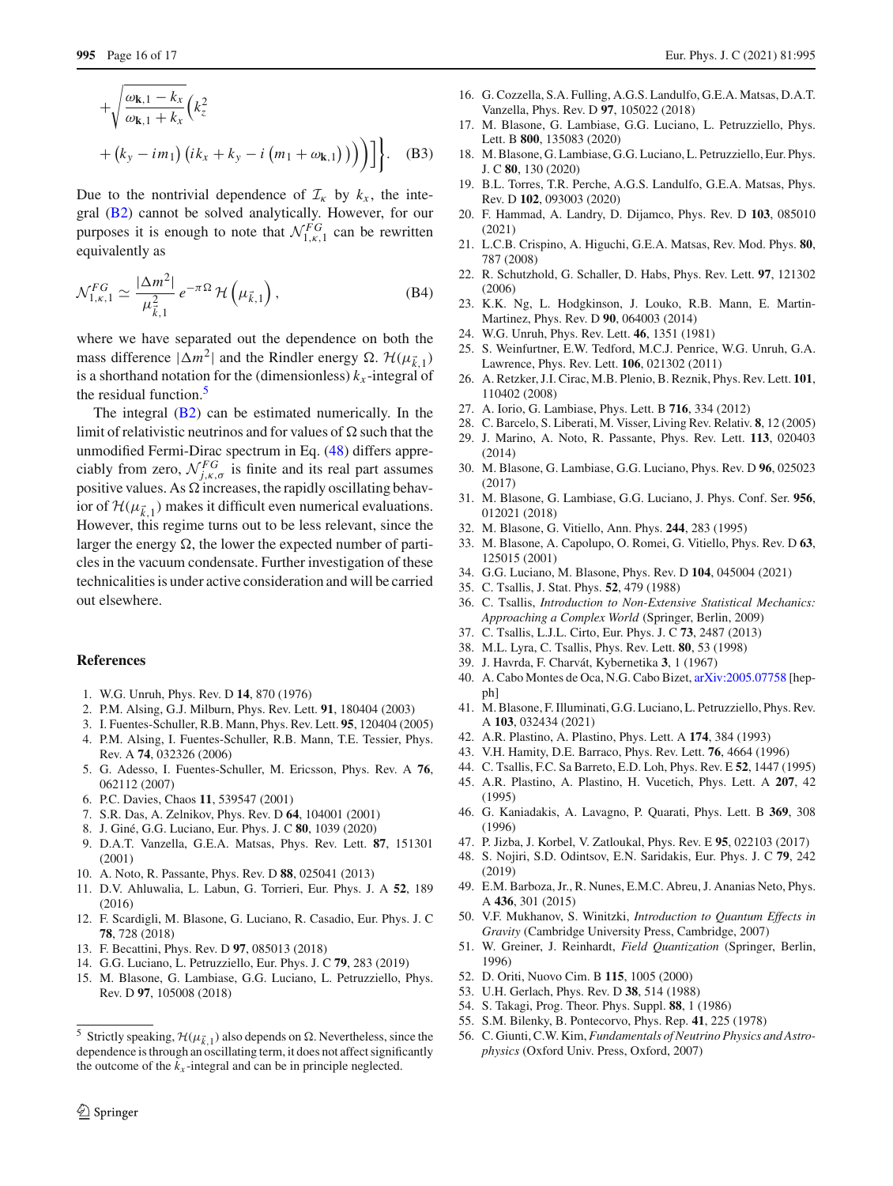$$
+\sqrt{\frac{\omega_{\mathbf{k},1}-k_x}{\omega_{\mathbf{k},1}+k_x}}\Big(k_z^2
+\left(k_y-im_1\right)\left(ik_x+k_y-i\left(m_1+\omega_{\mathbf{k},1}\right)\right)\Big)\Big)\Big]\Big\}. \tag{B3}
$$

Due to the nontrivial dependence of $\mathcal{I}_\kappa$ by $k_x$, the integral (B2) cannot be solved analytically. However, for our purposes it is enough to note that $\mathcal{N}^{FG}_{1,\kappa,1}$ can be rewritten equivalently as

$$
\mathcal{N}^{FG}_{1,\kappa,1} \simeq \frac{|\Delta m^2|}{\mu^2_{\tilde{k},1}}\, e^{-\pi\Omega}\,\mathcal{H}\left(\mu_{\tilde{k},1}\right), \tag{B4}
$$

where we have separated out the dependence on both the mass difference $|\Delta m^2|$ and the Rindler energy $\Omega$. $\mathcal{H}(\mu_{\tilde{k},1})$ is a shorthand notation for the (dimensionless) $k_x$-integral of the residual function.[5]

The integral (B2) can be estimated numerically. In the limit of relativistic neutrinos and for values of $\Omega$ such that the unmodified Fermi-Dirac spectrum in Eq. (48) differs appreciably from zero, $\mathcal{N}^{FG}_{j,\kappa,\sigma}$ is finite and its real part assumes positive values. As $\Omega$ increases, the rapidly oscillating behavior of $\mathcal{H}(\mu_{\tilde{k},1})$ makes it difficult even numerical evaluations. However, this regime turns out to be less relevant, since the larger the energy $\Omega$, the lower the expected number of particles in the vacuum condensate. Further investigation of these technicalities is under active consideration and will be carried out elsewhere.

[5] Strictly speaking, $\mathcal{H}(\mu_{\tilde{k},1})$ also depends on $\Omega$. Nevertheless, since the dependence is through an oscillating term, it does not affect significantly the outcome of the $k_x$-integral and can be in principle neglected.

## References

1. W.G. Unruh, Phys. Rev. D **14**, 870 (1976)
2. P.M. Alsing, G.J. Milburn, Phys. Rev. Lett. **91**, 180404 (2003)
3. I. Fuentes-Schuller, R.B. Mann, Phys. Rev. Lett. **95**, 120404 (2005)
4. P.M. Alsing, I. Fuentes-Schuller, R.B. Mann, T.E. Tessier, Phys. Rev. A **74**, 032326 (2006)
5. G. Adesso, I. Fuentes-Schuller, M. Ericsson, Phys. Rev. A **76**, 062112 (2007)
6. P.C. Davies, Chaos **11**, 539547 (2001)
7. S.R. Das, A. Zelnikov, Phys. Rev. D **64**, 104001 (2001)
8. J. Giné, G.G. Luciano, Eur. Phys. J. C **80**, 1039 (2020)
9. D.A.T. Vanzella, G.E.A. Matsas, Phys. Rev. Lett. **87**, 151301 (2001)
10. A. Noto, R. Passante, Phys. Rev. D **88**, 025041 (2013)
11. D.V. Ahluwalia, L. Labun, G. Torrieri, Eur. Phys. J. A **52**, 189 (2016)
12. F. Scardigli, M. Blasone, G. Luciano, R. Casadio, Eur. Phys. J. C **78**, 728 (2018)
13. F. Becattini, Phys. Rev. D **97**, 085013 (2018)
14. G.G. Luciano, L. Petruzziello, Eur. Phys. J. C **79**, 283 (2019)
15. M. Blasone, G. Lambiase, G.G. Luciano, L. Petruzziello, Phys. Rev. D **97**, 105008 (2018)
16. G. Cozzella, S.A. Fulling, A.G.S. Landulfo, G.E.A. Matsas, D.A.T. Vanzella, Phys. Rev. D **97**, 105022 (2018)
17. M. Blasone, G. Lambiase, G.G. Luciano, L. Petruzziello, Phys. Lett. B **800**, 135083 (2020)
18. M. Blasone, G. Lambiase, G.G. Luciano, L. Petruzziello, Eur. Phys. J. C **80**, 130 (2020)
19. B.L. Torres, T.R. Perche, A.G.S. Landulfo, G.E.A. Matsas, Phys. Rev. D **102**, 093003 (2020)
20. F. Hammad, A. Landry, D. Dijamco, Phys. Rev. D **103**, 085010 (2021)
21. L.C.B. Crispino, A. Higuchi, G.E.A. Matsas, Rev. Mod. Phys. **80**, 787 (2008)
22. R. Schutzhold, G. Schaller, D. Habs, Phys. Rev. Lett. **97**, 121302 (2006)
23. K.K. Ng, L. Hodgkinson, J. Louko, R.B. Mann, E. Martin-Martinez, Phys. Rev. D **90**, 064003 (2014)
24. W.G. Unruh, Phys. Rev. Lett. **46**, 1351 (1981)
25. S. Weinfurtner, E.W. Tedford, M.C.J. Penrice, W.G. Unruh, G.A. Lawrence, Phys. Rev. Lett. **106**, 021302 (2011)
26. A. Retzker, J.I. Cirac, M.B. Plenio, B. Reznik, Phys. Rev. Lett. **101**, 110402 (2008)
27. A. Iorio, G. Lambiase, Phys. Lett. B **716**, 334 (2012)
28. C. Barcelo, S. Liberati, M. Visser, Living Rev. Relativ. **8**, 12 (2005)
29. J. Marino, A. Noto, R. Passante, Phys. Rev. Lett. **113**, 020403 (2014)
30. M. Blasone, G. Lambiase, G.G. Luciano, Phys. Rev. D **96**, 025023 (2017)
31. M. Blasone, G. Lambiase, G.G. Luciano, J. Phys. Conf. Ser. **956**, 012021 (2018)
32. M. Blasone, G. Vitiello, Ann. Phys. **244**, 283 (1995)
33. M. Blasone, A. Capolupo, O. Romei, G. Vitiello, Phys. Rev. D **63**, 125015 (2001)
34. G.G. Luciano, M. Blasone, Phys. Rev. D **104**, 045004 (2021)
35. C. Tsallis, J. Stat. Phys. **52**, 479 (1988)
36. C. Tsallis, *Introduction to Non-Extensive Statistical Mechanics: Approaching a Complex World* (Springer, Berlin, 2009)
37. C. Tsallis, L.J.L. Cirto, Eur. Phys. J. C **73**, 2487 (2013)
38. M.L. Lyra, C. Tsallis, Phys. Rev. Lett. **80**, 53 (1998)
39. J. Havrda, F. Charvát, Kybernetika **3**, 1 (1967)
40. A. Cabo Montes de Oca, N.G. Cabo Bizet, arXiv:2005.07758 [hep-ph]
41. M. Blasone, F. Illuminati, G.G. Luciano, L. Petruzziello, Phys. Rev. A **103**, 032434 (2021)
42. A.R. Plastino, A. Plastino, Phys. Lett. A **174**, 384 (1993)
43. V.H. Hamity, D.E. Barraco, Phys. Rev. Lett. **76**, 4664 (1996)
44. C. Tsallis, F.C. Sa Barreto, E.D. Loh, Phys. Rev. E **52**, 1447 (1995)
45. A.R. Plastino, A. Plastino, H. Vucetich, Phys. Lett. A **207**, 42 (1995)
46. G. Kaniadakis, A. Lavagno, P. Quarati, Phys. Lett. B **369**, 308 (1996)
47. P. Jizba, J. Korbel, V. Zatloukal, Phys. Rev. E **95**, 022103 (2017)
48. S. Nojiri, S.D. Odintsov, E.N. Saridakis, Eur. Phys. J. C **79**, 242 (2019)
49. E.M. Barboza, Jr., R. Nunes, E.M.C. Abreu, J. Ananias Neto, Phys. A **436**, 301 (2015)
50. V.F. Mukhanov, S. Winitzki, *Introduction to Quantum Effects in Gravity* (Cambridge University Press, Cambridge, 2007)
51. W. Greiner, J. Reinhardt, *Field Quantization* (Springer, Berlin, 1996)
52. D. Oriti, Nuovo Cim. B **115**, 1005 (2000)
53. U.H. Gerlach, Phys. Rev. D **38**, 514 (1988)
54. S. Takagi, Prog. Theor. Phys. Suppl. **88**, 1 (1986)
55. S.M. Bilenky, B. Pontecorvo, Phys. Rep. **41**, 225 (1978)
56. C. Giunti, C.W. Kim, *Fundamentals of Neutrino Physics and Astrophysics* (Oxford Univ. Press, Oxford, 2007)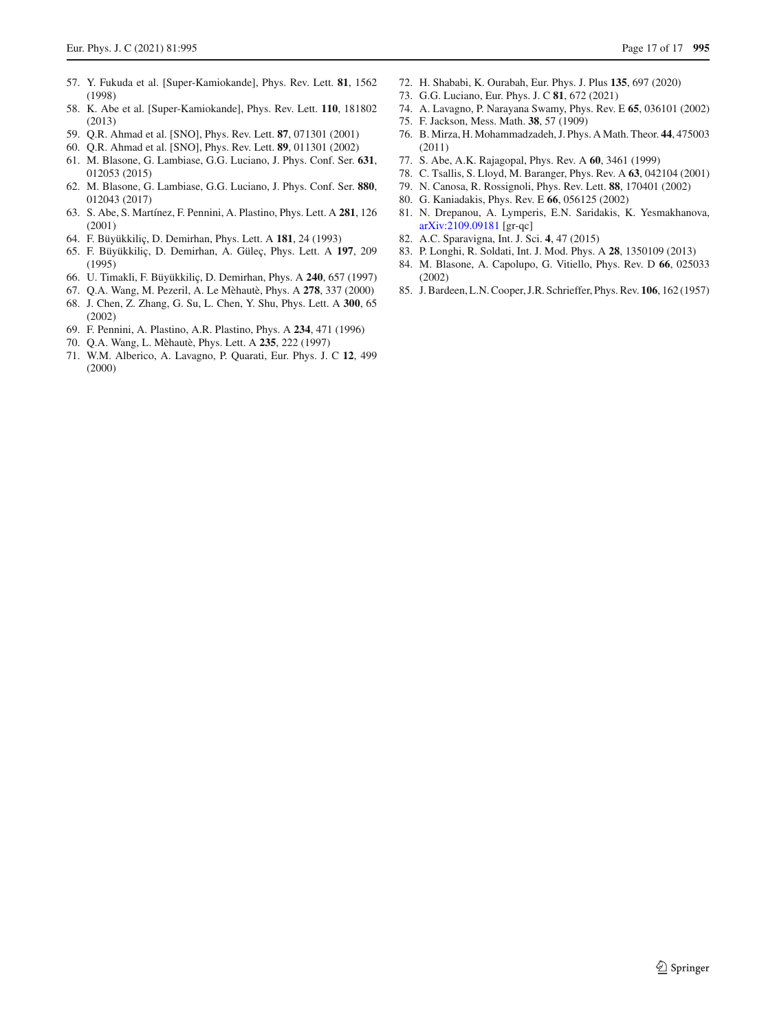57. Y. Fukuda et al. [Super-Kamiokande], Phys. Rev. Lett. **81**, 1562 (1998)
58. K. Abe et al. [Super-Kamiokande], Phys. Rev. Lett. **110**, 181802 (2013)
59. Q.R. Ahmad et al. [SNO], Phys. Rev. Lett. **87**, 071301 (2001)
60. Q.R. Ahmad et al. [SNO], Phys. Rev. Lett. **89**, 011301 (2002)
61. M. Blasone, G. Lambiase, G.G. Luciano, J. Phys. Conf. Ser. **631**, 012053 (2015)
62. M. Blasone, G. Lambiase, G.G. Luciano, J. Phys. Conf. Ser. **880**, 012043 (2017)
63. S. Abe, S. Martínez, F. Pennini, A. Plastino, Phys. Lett. A **281**, 126 (2001)
64. F. Büyükkiliç, D. Demirhan, Phys. Lett. A **181**, 24 (1993)
65. F. Büyükkiliç, D. Demirhan, A. Güleç, Phys. Lett. A **197**, 209 (1995)
66. U. Timakli, F. Büyükkiliç, D. Demirhan, Phys. A **240**, 657 (1997)
67. Q.A. Wang, M. Pezeril, A. Le Mèhautè, Phys. A **278**, 337 (2000)
68. J. Chen, Z. Zhang, G. Su, L. Chen, Y. Shu, Phys. Lett. A **300**, 65 (2002)
69. F. Pennini, A. Plastino, A.R. Plastino, Phys. A **234**, 471 (1996)
70. Q.A. Wang, L. Mèhautè, Phys. Lett. A **235**, 222 (1997)
71. W.M. Alberico, A. Lavagno, P. Quarati, Eur. Phys. J. C **12**, 499 (2000)
72. H. Shababi, K. Ourabah, Eur. Phys. J. Plus **135**, 697 (2020)
73. G.G. Luciano, Eur. Phys. J. C **81**, 672 (2021)
74. A. Lavagno, P. Narayana Swamy, Phys. Rev. E **65**, 036101 (2002)
75. F. Jackson, Mess. Math. **38**, 57 (1909)
76. B. Mirza, H. Mohammadzadeh, J. Phys. A Math. Theor. **44**, 475003 (2011)
77. S. Abe, A.K. Rajagopal, Phys. Rev. A **60**, 3461 (1999)
78. C. Tsallis, S. Lloyd, M. Baranger, Phys. Rev. A **63**, 042104 (2001)
79. N. Canosa, R. Rossignoli, Phys. Rev. Lett. **88**, 170401 (2002)
80. G. Kaniadakis, Phys. Rev. E **66**, 056125 (2002)
81. N. Drepanou, A. Lymperis, E.N. Saridakis, K. Yesmakhanova, arXiv:2109.09181 [gr-qc]
82. A.C. Sparavigna, Int. J. Sci. **4**, 47 (2015)
83. P. Longhi, R. Soldati, Int. J. Mod. Phys. A **28**, 1350109 (2013)
84. M. Blasone, A. Capolupo, G. Vitiello, Phys. Rev. D **66**, 025033 (2002)
85. J. Bardeen, L.N. Cooper, J.R. Schrieffer, Phys. Rev. **106**, 162 (1957)